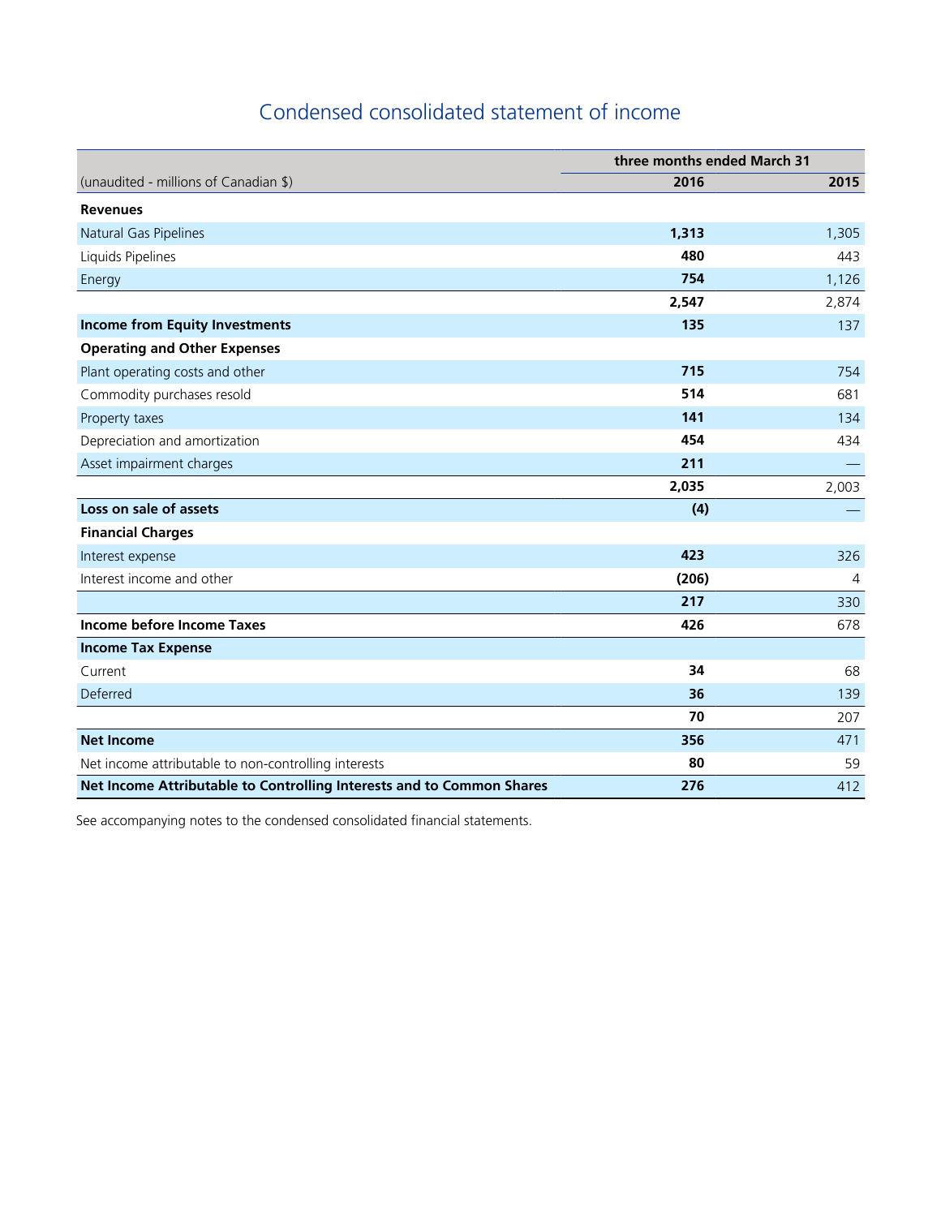# Condensed consolidated statement of income

| (unaudited - millions of Canadian $) | three months ended March 31 2016 | 2015 |
|---|---|---|
| **Revenues** | | |
| Natural Gas Pipelines | **1,313** | 1,305 |
| Liquids Pipelines | **480** | 443 |
| Energy | **754** | 1,126 |
| | **2,547** | 2,874 |
| **Income from Equity Investments** | **135** | 137 |
| **Operating and Other Expenses** | | |
| Plant operating costs and other | **715** | 754 |
| Commodity purchases resold | **514** | 681 |
| Property taxes | **141** | 134 |
| Depreciation and amortization | **454** | 434 |
| Asset impairment charges | **211** | — |
| | **2,035** | 2,003 |
| **Loss on sale of assets** | **(4)** | — |
| **Financial Charges** | | |
| Interest expense | **423** | 326 |
| Interest income and other | **(206)** | 4 |
| | **217** | 330 |
| **Income before Income Taxes** | **426** | 678 |
| **Income Tax Expense** | | |
| Current | **34** | 68 |
| Deferred | **36** | 139 |
| | **70** | 207 |
| **Net Income** | **356** | 471 |
| Net income attributable to non-controlling interests | **80** | 59 |
| **Net Income Attributable to Controlling Interests and to Common Shares** | **276** | 412 |

See accompanying notes to the condensed consolidated financial statements.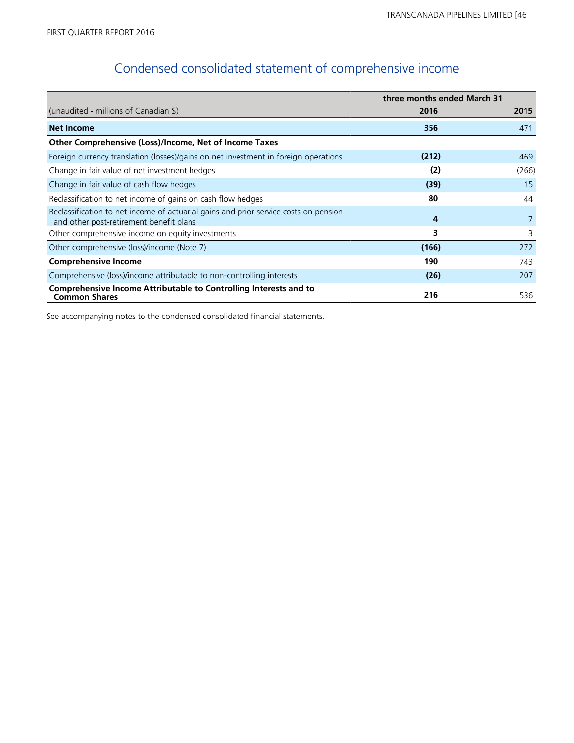## Condensed consolidated statement of comprehensive income

| (unaudited - millions of Canadian $) | three months ended March 31 | |
|---|---|---|
| | **2016** | **2015** |
| **Net Income** | **356** | 471 |
| **Other Comprehensive (Loss)/Income, Net of Income Taxes** | | |
| Foreign currency translation (losses)/gains on net investment in foreign operations | **(212)** | 469 |
| Change in fair value of net investment hedges | **(2)** | (266) |
| Change in fair value of cash flow hedges | **(39)** | 15 |
| Reclassification to net income of gains on cash flow hedges | **80** | 44 |
| Reclassification to net income of actuarial gains and prior service costs on pension and other post-retirement benefit plans | **4** | 7 |
| Other comprehensive income on equity investments | **3** | 3 |
| Other comprehensive (loss)/income (Note 7) | **(166)** | 272 |
| **Comprehensive Income** | **190** | 743 |
| Comprehensive (loss)/income attributable to non-controlling interests | **(26)** | 207 |
| **Comprehensive Income Attributable to Controlling Interests and to Common Shares** | **216** | 536 |

See accompanying notes to the condensed consolidated financial statements.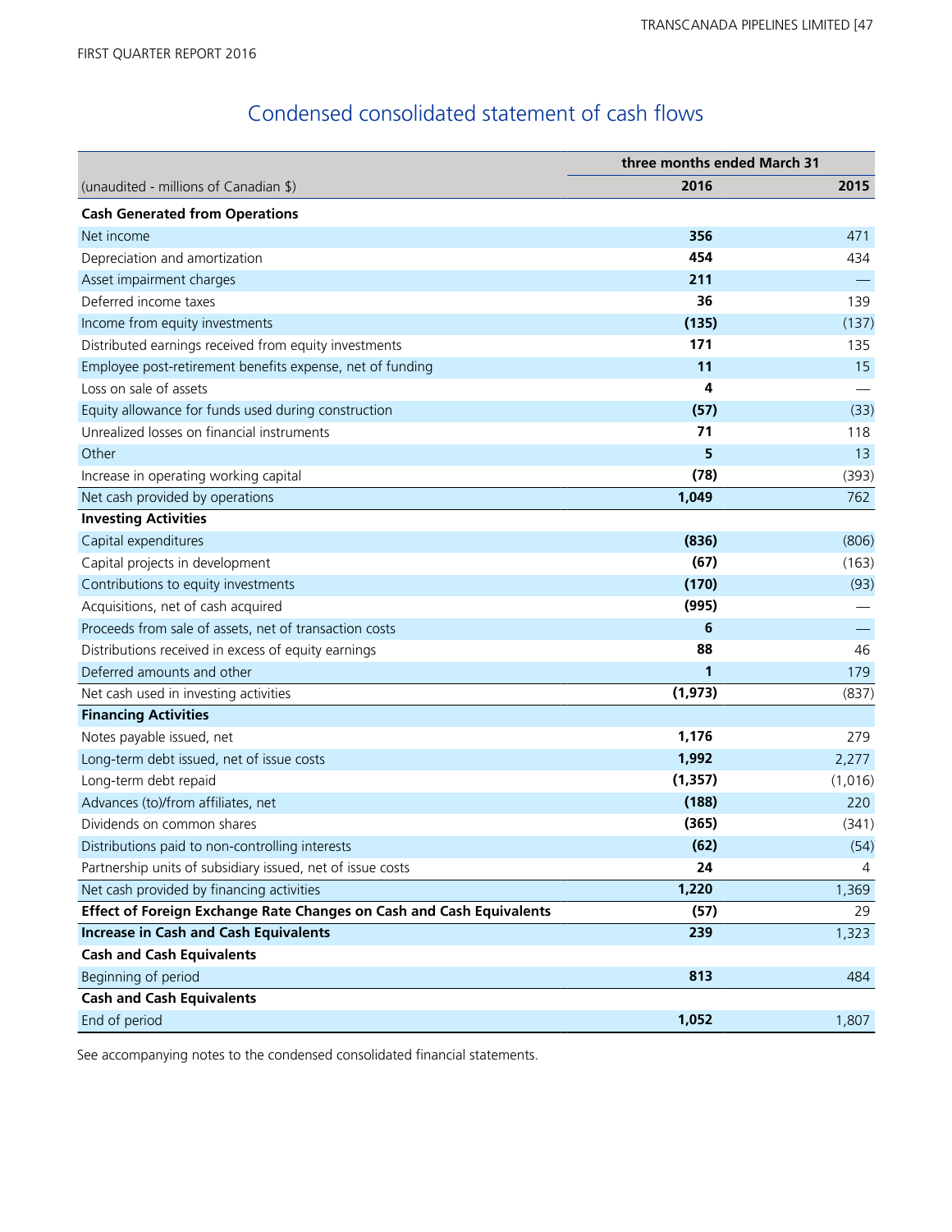## Condensed consolidated statement of cash flows

| (unaudited - millions of Canadian $) | three months ended March 31 | |
|---|---|---|
| | **2016** | **2015** |
| **Cash Generated from Operations** | | |
| Net income | **356** | 471 |
| Depreciation and amortization | **454** | 434 |
| Asset impairment charges | **211** | — |
| Deferred income taxes | **36** | 139 |
| Income from equity investments | **(135)** | (137) |
| Distributed earnings received from equity investments | **171** | 135 |
| Employee post-retirement benefits expense, net of funding | **11** | 15 |
| Loss on sale of assets | **4** | — |
| Equity allowance for funds used during construction | **(57)** | (33) |
| Unrealized losses on financial instruments | **71** | 118 |
| Other | **5** | 13 |
| Increase in operating working capital | **(78)** | (393) |
| Net cash provided by operations | **1,049** | 762 |
| **Investing Activities** | | |
| Capital expenditures | **(836)** | (806) |
| Capital projects in development | **(67)** | (163) |
| Contributions to equity investments | **(170)** | (93) |
| Acquisitions, net of cash acquired | **(995)** | — |
| Proceeds from sale of assets, net of transaction costs | **6** | — |
| Distributions received in excess of equity earnings | **88** | 46 |
| Deferred amounts and other | **1** | 179 |
| Net cash used in investing activities | **(1,973)** | (837) |
| **Financing Activities** | | |
| Notes payable issued, net | **1,176** | 279 |
| Long-term debt issued, net of issue costs | **1,992** | 2,277 |
| Long-term debt repaid | **(1,357)** | (1,016) |
| Advances (to)/from affiliates, net | **(188)** | 220 |
| Dividends on common shares | **(365)** | (341) |
| Distributions paid to non-controlling interests | **(62)** | (54) |
| Partnership units of subsidiary issued, net of issue costs | **24** | 4 |
| Net cash provided by financing activities | **1,220** | 1,369 |
| **Effect of Foreign Exchange Rate Changes on Cash and Cash Equivalents** | **(57)** | 29 |
| **Increase in Cash and Cash Equivalents** | **239** | 1,323 |
| **Cash and Cash Equivalents** | | |
| Beginning of period | **813** | 484 |
| **Cash and Cash Equivalents** | | |
| End of period | **1,052** | 1,807 |

See accompanying notes to the condensed consolidated financial statements.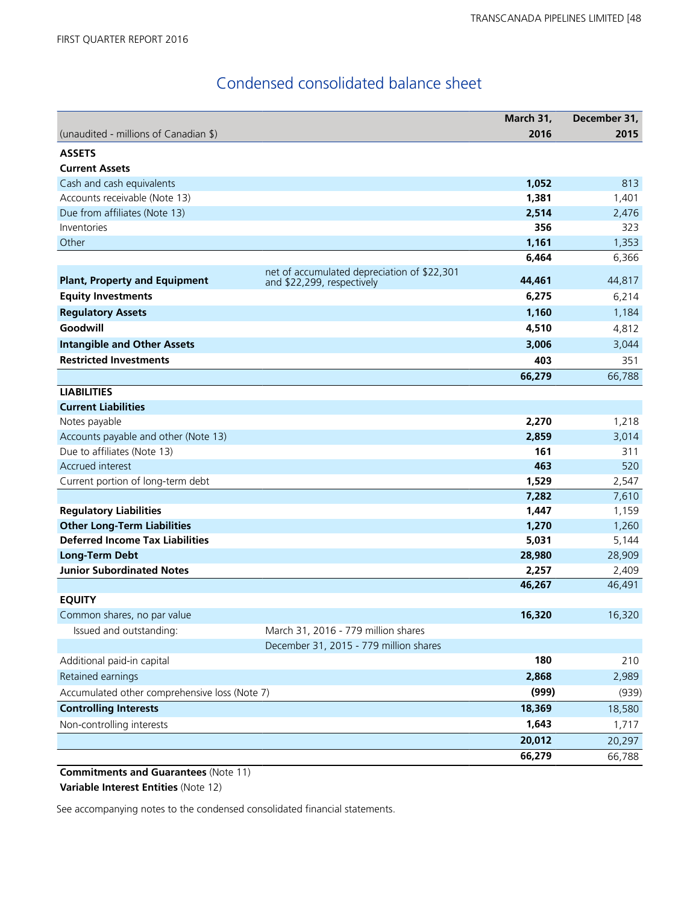FIRST QUARTER REPORT 2016

# Condensed consolidated balance sheet

| (unaudited - millions of Canadian $) | | March 31, 2016 | December 31, 2015 |
|---|---|---|---|
| **ASSETS** | | | |
| **Current Assets** | | | |
| Cash and cash equivalents | | **1,052** | 813 |
| Accounts receivable (Note 13) | | **1,381** | 1,401 |
| Due from affiliates (Note 13) | | **2,514** | 2,476 |
| Inventories | | **356** | 323 |
| Other | | **1,161** | 1,353 |
| | | **6,464** | 6,366 |
| **Plant, Property and Equipment** | net of accumulated depreciation of $22,301 and $22,299, respectively | **44,461** | 44,817 |
| **Equity Investments** | | **6,275** | 6,214 |
| **Regulatory Assets** | | **1,160** | 1,184 |
| **Goodwill** | | **4,510** | 4,812 |
| **Intangible and Other Assets** | | **3,006** | 3,044 |
| **Restricted Investments** | | **403** | 351 |
| | | **66,279** | 66,788 |
| **LIABILITIES** | | | |
| **Current Liabilities** | | | |
| Notes payable | | **2,270** | 1,218 |
| Accounts payable and other (Note 13) | | **2,859** | 3,014 |
| Due to affiliates (Note 13) | | **161** | 311 |
| Accrued interest | | **463** | 520 |
| Current portion of long-term debt | | **1,529** | 2,547 |
| | | **7,282** | 7,610 |
| **Regulatory Liabilities** | | **1,447** | 1,159 |
| **Other Long-Term Liabilities** | | **1,270** | 1,260 |
| **Deferred Income Tax Liabilities** | | **5,031** | 5,144 |
| **Long-Term Debt** | | **28,980** | 28,909 |
| **Junior Subordinated Notes** | | **2,257** | 2,409 |
| | | **46,267** | 46,491 |
| **EQUITY** | | | |
| Common shares, no par value | | **16,320** | 16,320 |
| Issued and outstanding: | March 31, 2016 - 779 million shares | | |
| | December 31, 2015 - 779 million shares | | |
| Additional paid-in capital | | **180** | 210 |
| Retained earnings | | **2,868** | 2,989 |
| Accumulated other comprehensive loss (Note 7) | | **(999)** | (939) |
| **Controlling Interests** | | **18,369** | 18,580 |
| Non-controlling interests | | **1,643** | 1,717 |
| | | **20,012** | 20,297 |
| | | **66,279** | 66,788 |

**Commitments and Guarantees** (Note 11)

**Variable Interest Entities** (Note 12)

See accompanying notes to the condensed consolidated financial statements.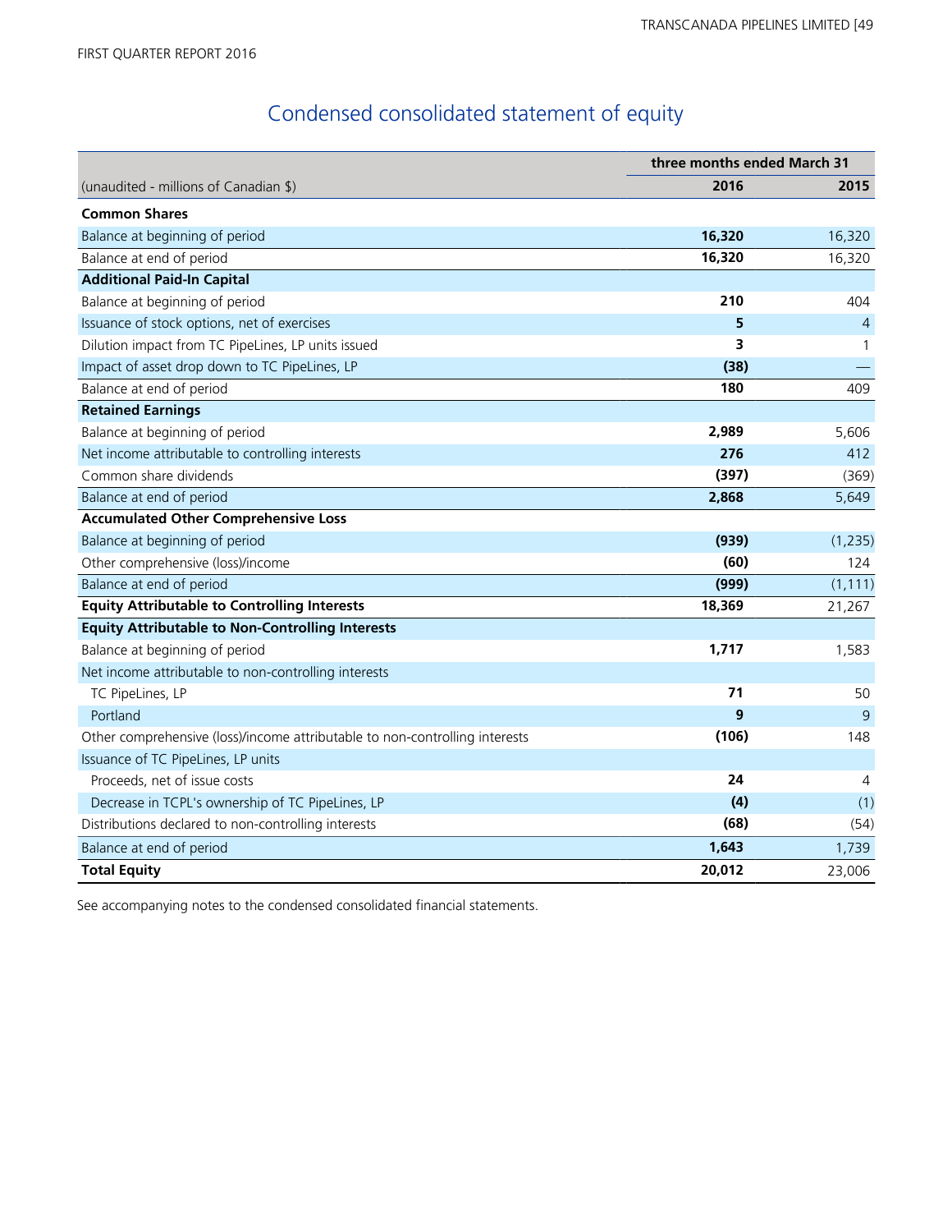# Condensed consolidated statement of equity

| (unaudited - millions of Canadian $) | three months ended March 31 2016 | 2015 |
|---|---|---|
| **Common Shares** | | |
| Balance at beginning of period | **16,320** | 16,320 |
| Balance at end of period | **16,320** | 16,320 |
| **Additional Paid-In Capital** | | |
| Balance at beginning of period | **210** | 404 |
| Issuance of stock options, net of exercises | **5** | 4 |
| Dilution impact from TC PipeLines, LP units issued | **3** | 1 |
| Impact of asset drop down to TC PipeLines, LP | **(38)** | — |
| Balance at end of period | **180** | 409 |
| **Retained Earnings** | | |
| Balance at beginning of period | **2,989** | 5,606 |
| Net income attributable to controlling interests | **276** | 412 |
| Common share dividends | **(397)** | (369) |
| Balance at end of period | **2,868** | 5,649 |
| **Accumulated Other Comprehensive Loss** | | |
| Balance at beginning of period | **(939)** | (1,235) |
| Other comprehensive (loss)/income | **(60)** | 124 |
| Balance at end of period | **(999)** | (1,111) |
| **Equity Attributable to Controlling Interests** | **18,369** | 21,267 |
| **Equity Attributable to Non-Controlling Interests** | | |
| Balance at beginning of period | **1,717** | 1,583 |
| Net income attributable to non-controlling interests | | |
| TC PipeLines, LP | **71** | 50 |
| Portland | **9** | 9 |
| Other comprehensive (loss)/income attributable to non-controlling interests | **(106)** | 148 |
| Issuance of TC PipeLines, LP units | | |
| Proceeds, net of issue costs | **24** | 4 |
| Decrease in TCPL's ownership of TC PipeLines, LP | **(4)** | (1) |
| Distributions declared to non-controlling interests | **(68)** | (54) |
| Balance at end of period | **1,643** | 1,739 |
| **Total Equity** | **20,012** | 23,006 |

See accompanying notes to the condensed consolidated financial statements.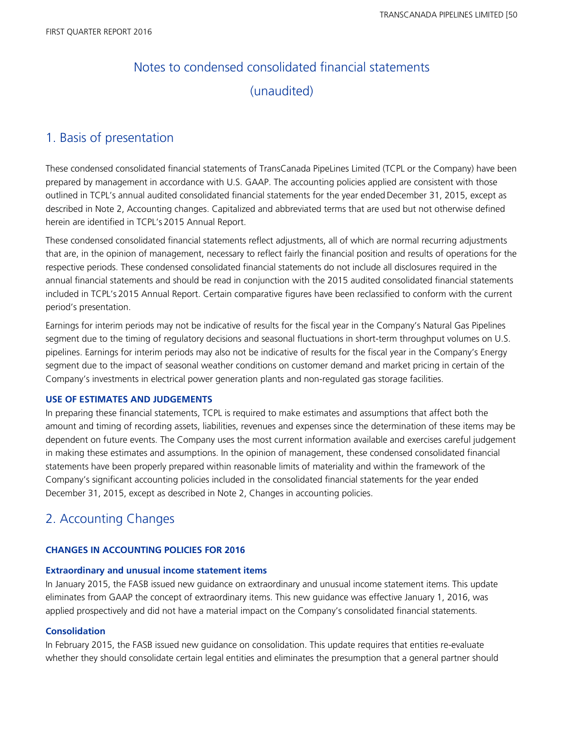# Notes to condensed consolidated financial statements (unaudited)

## 1. Basis of presentation

These condensed consolidated financial statements of TransCanada PipeLines Limited (TCPL or the Company) have been prepared by management in accordance with U.S. GAAP. The accounting policies applied are consistent with those outlined in TCPL's annual audited consolidated financial statements for the year ended December 31, 2015, except as described in Note 2, Accounting changes. Capitalized and abbreviated terms that are used but not otherwise defined herein are identified in TCPL's 2015 Annual Report.

These condensed consolidated financial statements reflect adjustments, all of which are normal recurring adjustments that are, in the opinion of management, necessary to reflect fairly the financial position and results of operations for the respective periods. These condensed consolidated financial statements do not include all disclosures required in the annual financial statements and should be read in conjunction with the 2015 audited consolidated financial statements included in TCPL's 2015 Annual Report. Certain comparative figures have been reclassified to conform with the current period's presentation.

Earnings for interim periods may not be indicative of results for the fiscal year in the Company's Natural Gas Pipelines segment due to the timing of regulatory decisions and seasonal fluctuations in short-term throughput volumes on U.S. pipelines. Earnings for interim periods may also not be indicative of results for the fiscal year in the Company's Energy segment due to the impact of seasonal weather conditions on customer demand and market pricing in certain of the Company's investments in electrical power generation plants and non-regulated gas storage facilities.

### USE OF ESTIMATES AND JUDGEMENTS

In preparing these financial statements, TCPL is required to make estimates and assumptions that affect both the amount and timing of recording assets, liabilities, revenues and expenses since the determination of these items may be dependent on future events. The Company uses the most current information available and exercises careful judgement in making these estimates and assumptions. In the opinion of management, these condensed consolidated financial statements have been properly prepared within reasonable limits of materiality and within the framework of the Company's significant accounting policies included in the consolidated financial statements for the year ended December 31, 2015, except as described in Note 2, Changes in accounting policies.

## 2. Accounting Changes

### CHANGES IN ACCOUNTING POLICIES FOR 2016

#### Extraordinary and unusual income statement items

In January 2015, the FASB issued new guidance on extraordinary and unusual income statement items. This update eliminates from GAAP the concept of extraordinary items. This new guidance was effective January 1, 2016, was applied prospectively and did not have a material impact on the Company's consolidated financial statements.

#### Consolidation

In February 2015, the FASB issued new guidance on consolidation. This update requires that entities re-evaluate whether they should consolidate certain legal entities and eliminates the presumption that a general partner should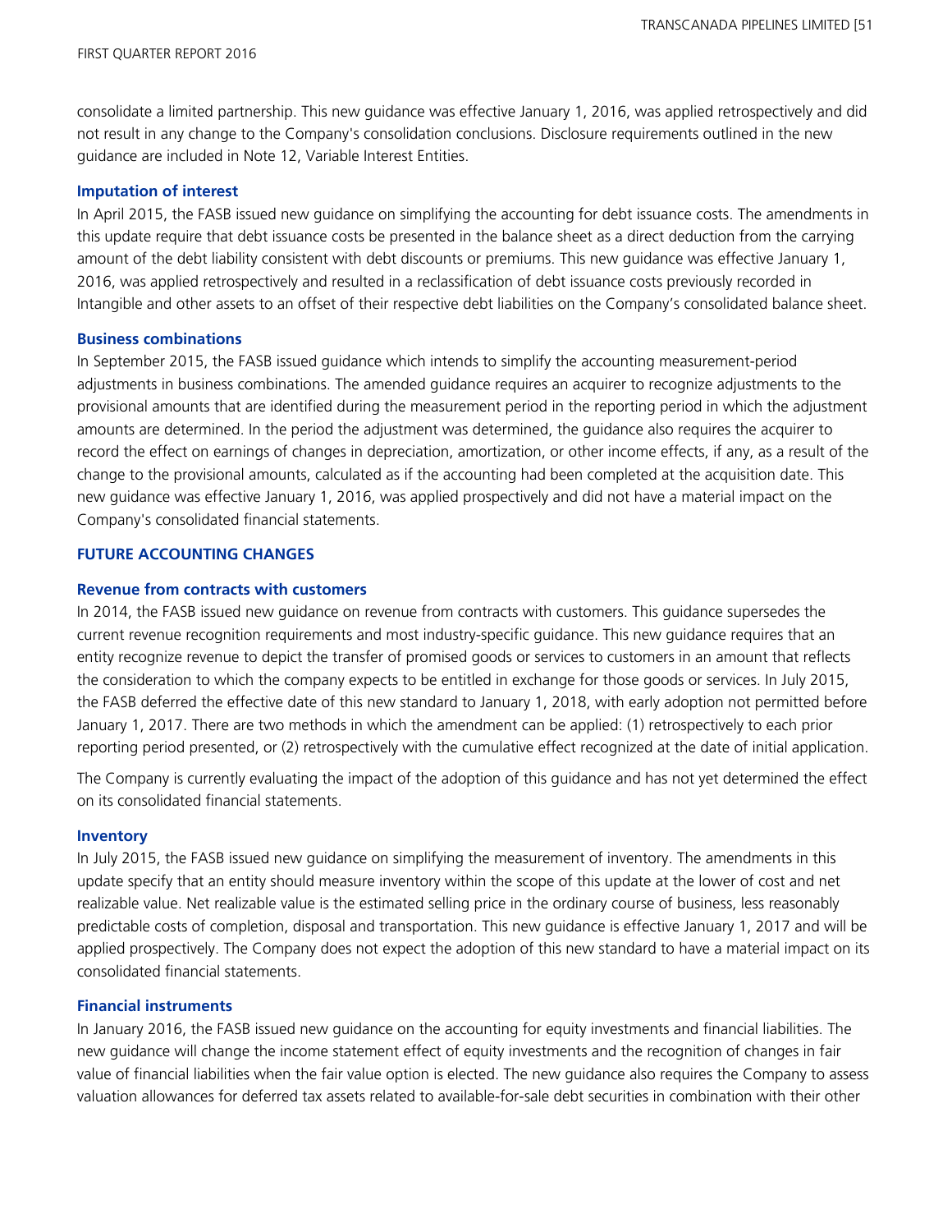consolidate a limited partnership. This new guidance was effective January 1, 2016, was applied retrospectively and did not result in any change to the Company's consolidation conclusions. Disclosure requirements outlined in the new guidance are included in Note 12, Variable Interest Entities.

### Imputation of interest

In April 2015, the FASB issued new guidance on simplifying the accounting for debt issuance costs. The amendments in this update require that debt issuance costs be presented in the balance sheet as a direct deduction from the carrying amount of the debt liability consistent with debt discounts or premiums. This new guidance was effective January 1, 2016, was applied retrospectively and resulted in a reclassification of debt issuance costs previously recorded in Intangible and other assets to an offset of their respective debt liabilities on the Company's consolidated balance sheet.

### Business combinations

In September 2015, the FASB issued guidance which intends to simplify the accounting measurement-period adjustments in business combinations. The amended guidance requires an acquirer to recognize adjustments to the provisional amounts that are identified during the measurement period in the reporting period in which the adjustment amounts are determined. In the period the adjustment was determined, the guidance also requires the acquirer to record the effect on earnings of changes in depreciation, amortization, or other income effects, if any, as a result of the change to the provisional amounts, calculated as if the accounting had been completed at the acquisition date. This new guidance was effective January 1, 2016, was applied prospectively and did not have a material impact on the Company's consolidated financial statements.

## FUTURE ACCOUNTING CHANGES

### Revenue from contracts with customers

In 2014, the FASB issued new guidance on revenue from contracts with customers. This guidance supersedes the current revenue recognition requirements and most industry-specific guidance. This new guidance requires that an entity recognize revenue to depict the transfer of promised goods or services to customers in an amount that reflects the consideration to which the company expects to be entitled in exchange for those goods or services. In July 2015, the FASB deferred the effective date of this new standard to January 1, 2018, with early adoption not permitted before January 1, 2017. There are two methods in which the amendment can be applied: (1) retrospectively to each prior reporting period presented, or (2) retrospectively with the cumulative effect recognized at the date of initial application.

The Company is currently evaluating the impact of the adoption of this guidance and has not yet determined the effect on its consolidated financial statements.

### Inventory

In July 2015, the FASB issued new guidance on simplifying the measurement of inventory. The amendments in this update specify that an entity should measure inventory within the scope of this update at the lower of cost and net realizable value. Net realizable value is the estimated selling price in the ordinary course of business, less reasonably predictable costs of completion, disposal and transportation. This new guidance is effective January 1, 2017 and will be applied prospectively. The Company does not expect the adoption of this new standard to have a material impact on its consolidated financial statements.

### Financial instruments

In January 2016, the FASB issued new guidance on the accounting for equity investments and financial liabilities. The new guidance will change the income statement effect of equity investments and the recognition of changes in fair value of financial liabilities when the fair value option is elected. The new guidance also requires the Company to assess valuation allowances for deferred tax assets related to available-for-sale debt securities in combination with their other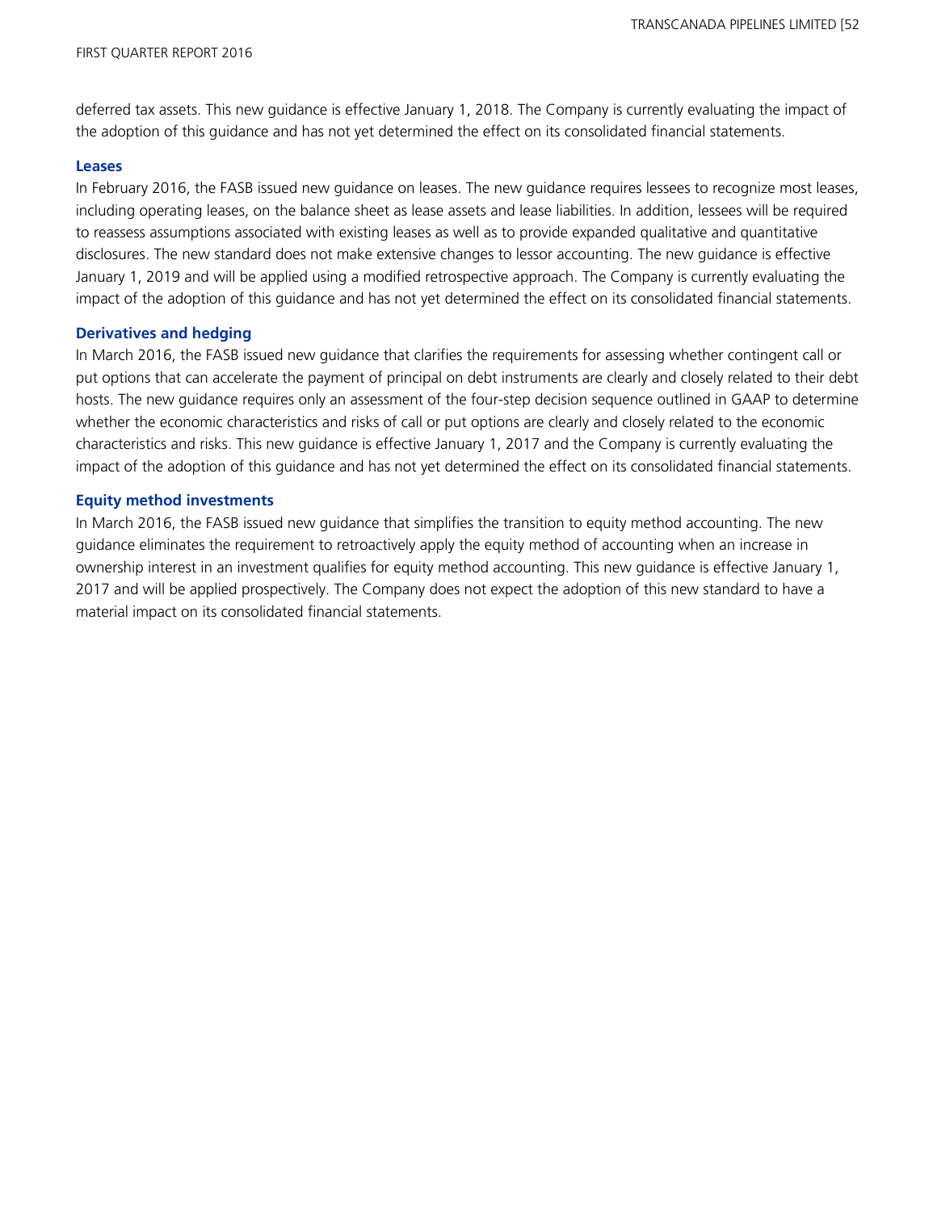deferred tax assets. This new guidance is effective January 1, 2018. The Company is currently evaluating the impact of the adoption of this guidance and has not yet determined the effect on its consolidated financial statements.

### Leases

In February 2016, the FASB issued new guidance on leases. The new guidance requires lessees to recognize most leases, including operating leases, on the balance sheet as lease assets and lease liabilities. In addition, lessees will be required to reassess assumptions associated with existing leases as well as to provide expanded qualitative and quantitative disclosures. The new standard does not make extensive changes to lessor accounting. The new guidance is effective January 1, 2019 and will be applied using a modified retrospective approach. The Company is currently evaluating the impact of the adoption of this guidance and has not yet determined the effect on its consolidated financial statements.

### Derivatives and hedging

In March 2016, the FASB issued new guidance that clarifies the requirements for assessing whether contingent call or put options that can accelerate the payment of principal on debt instruments are clearly and closely related to their debt hosts. The new guidance requires only an assessment of the four-step decision sequence outlined in GAAP to determine whether the economic characteristics and risks of call or put options are clearly and closely related to the economic characteristics and risks. This new guidance is effective January 1, 2017 and the Company is currently evaluating the impact of the adoption of this guidance and has not yet determined the effect on its consolidated financial statements.

### Equity method investments

In March 2016, the FASB issued new guidance that simplifies the transition to equity method accounting. The new guidance eliminates the requirement to retroactively apply the equity method of accounting when an increase in ownership interest in an investment qualifies for equity method accounting. This new guidance is effective January 1, 2017 and will be applied prospectively. The Company does not expect the adoption of this new standard to have a material impact on its consolidated financial statements.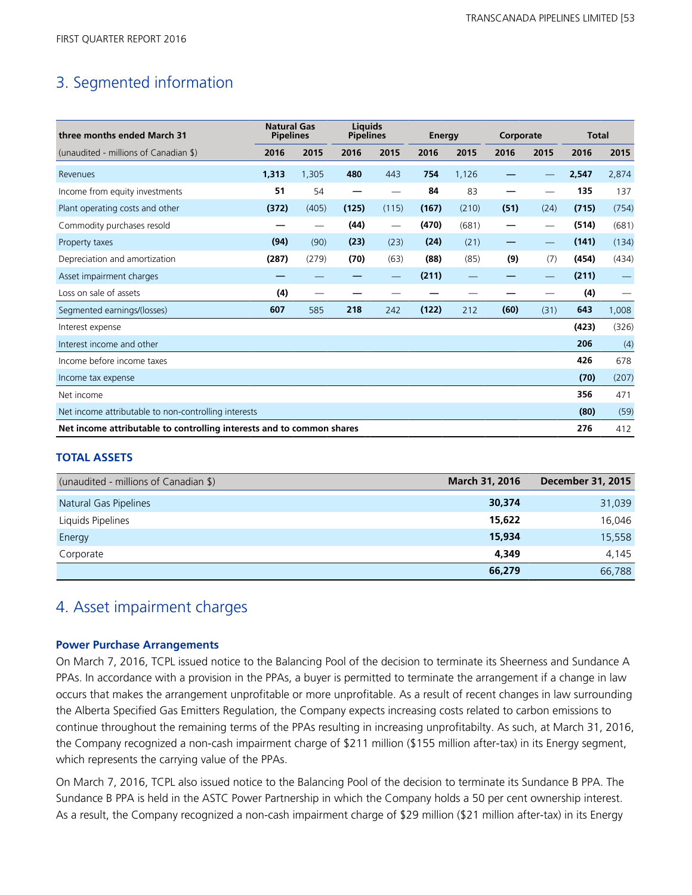## 3. Segmented information

| three months ended March 31 | Natural Gas Pipelines | | Liquids Pipelines | | Energy | | Corporate | | Total | |
|---|---|---|---|---|---|---|---|---|---|---|
| (unaudited - millions of Canadian $) | **2016** | 2015 | **2016** | 2015 | **2016** | 2015 | **2016** | 2015 | **2016** | 2015 |
| Revenues | **1,313** | 1,305 | **480** | 443 | **754** | 1,126 | **—** | — | **2,547** | 2,874 |
| Income from equity investments | **51** | 54 | **—** | — | **84** | 83 | **—** | — | **135** | 137 |
| Plant operating costs and other | **(372)** | (405) | **(125)** | (115) | **(167)** | (210) | **(51)** | (24) | **(715)** | (754) |
| Commodity purchases resold | **—** | — | **(44)** | — | **(470)** | (681) | **—** | — | **(514)** | (681) |
| Property taxes | **(94)** | (90) | **(23)** | (23) | **(24)** | (21) | **—** | — | **(141)** | (134) |
| Depreciation and amortization | **(287)** | (279) | **(70)** | (63) | **(88)** | (85) | **(9)** | (7) | **(454)** | (434) |
| Asset impairment charges | **—** | — | **—** | — | **(211)** | — | **—** | — | **(211)** | — |
| Loss on sale of assets | **(4)** | — | **—** | — | **—** | — | **—** | — | **(4)** | — |
| Segmented earnings/(losses) | **607** | 585 | **218** | 242 | **(122)** | 212 | **(60)** | (31) | **643** | 1,008 |
| Interest expense | | | | | | | | | **(423)** | (326) |
| Interest income and other | | | | | | | | | **206** | (4) |
| Income before income taxes | | | | | | | | | **426** | 678 |
| Income tax expense | | | | | | | | | **(70)** | (207) |
| Net income | | | | | | | | | **356** | 471 |
| Net income attributable to non-controlling interests | | | | | | | | | **(80)** | (59) |
| **Net income attributable to controlling interests and to common shares** | | | | | | | | | **276** | 412 |

### TOTAL ASSETS

| (unaudited - millions of Canadian $) | March 31, 2016 | December 31, 2015 |
|---|---|---|
| Natural Gas Pipelines | **30,374** | 31,039 |
| Liquids Pipelines | **15,622** | 16,046 |
| Energy | **15,934** | 15,558 |
| Corporate | **4,349** | 4,145 |
| | **66,279** | 66,788 |

## 4. Asset impairment charges

### Power Purchase Arrangements

On March 7, 2016, TCPL issued notice to the Balancing Pool of the decision to terminate its Sheerness and Sundance A PPAs. In accordance with a provision in the PPAs, a buyer is permitted to terminate the arrangement if a change in law occurs that makes the arrangement unprofitable or more unprofitable. As a result of recent changes in law surrounding the Alberta Specified Gas Emitters Regulation, the Company expects increasing costs related to carbon emissions to continue throughout the remaining terms of the PPAs resulting in increasing unprofitabilty. As such, at March 31, 2016, the Company recognized a non-cash impairment charge of $211 million ($155 million after-tax) in its Energy segment, which represents the carrying value of the PPAs.

On March 7, 2016, TCPL also issued notice to the Balancing Pool of the decision to terminate its Sundance B PPA. The Sundance B PPA is held in the ASTC Power Partnership in which the Company holds a 50 per cent ownership interest. As a result, the Company recognized a non-cash impairment charge of $29 million ($21 million after-tax) in its Energy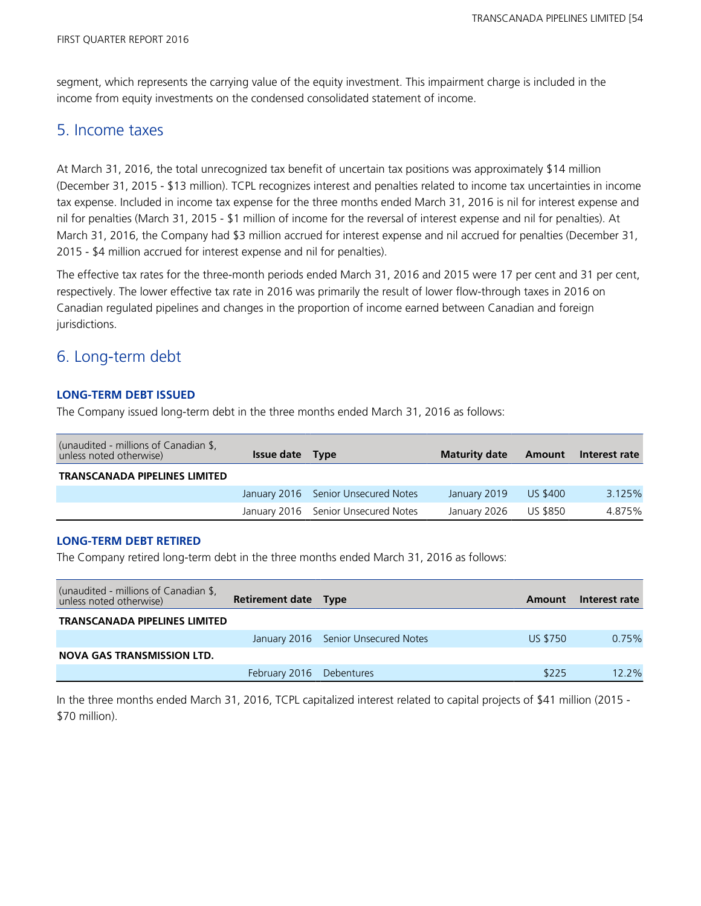segment, which represents the carrying value of the equity investment. This impairment charge is included in the income from equity investments on the condensed consolidated statement of income.

## 5. Income taxes

At March 31, 2016, the total unrecognized tax benefit of uncertain tax positions was approximately $14 million (December 31, 2015 - $13 million). TCPL recognizes interest and penalties related to income tax uncertainties in income tax expense. Included in income tax expense for the three months ended March 31, 2016 is nil for interest expense and nil for penalties (March 31, 2015 - $1 million of income for the reversal of interest expense and nil for penalties). At March 31, 2016, the Company had $3 million accrued for interest expense and nil accrued for penalties (December 31, 2015 - $4 million accrued for interest expense and nil for penalties).

The effective tax rates for the three-month periods ended March 31, 2016 and 2015 were 17 per cent and 31 per cent, respectively. The lower effective tax rate in 2016 was primarily the result of lower flow-through taxes in 2016 on Canadian regulated pipelines and changes in the proportion of income earned between Canadian and foreign jurisdictions.

## 6. Long-term debt

### LONG-TERM DEBT ISSUED

The Company issued long-term debt in the three months ended March 31, 2016 as follows:

| (unaudited - millions of Canadian $, unless noted otherwise) | Issue date | Type | Maturity date | Amount | Interest rate |
|---|---|---|---|---|---|
| **TRANSCANADA PIPELINES LIMITED** | | | | | |
| | January 2016 | Senior Unsecured Notes | January 2019 | US $400 | 3.125% |
| | January 2016 | Senior Unsecured Notes | January 2026 | US $850 | 4.875% |

### LONG-TERM DEBT RETIRED

The Company retired long-term debt in the three months ended March 31, 2016 as follows:

| (unaudited - millions of Canadian $, unless noted otherwise) | Retirement date | Type | Amount | Interest rate |
|---|---|---|---|---|
| **TRANSCANADA PIPELINES LIMITED** | | | | |
| | January 2016 | Senior Unsecured Notes | US $750 | 0.75% |
| **NOVA GAS TRANSMISSION LTD.** | | | | |
| | February 2016 | Debentures | $225 | 12.2% |

In the three months ended March 31, 2016, TCPL capitalized interest related to capital projects of $41 million (2015 - $70 million).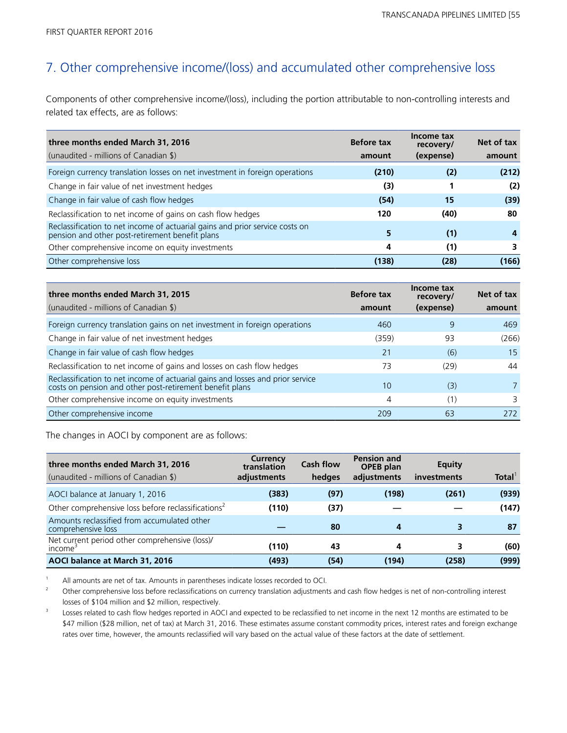## 7. Other comprehensive income/(loss) and accumulated other comprehensive loss

Components of other comprehensive income/(loss), including the portion attributable to non-controlling interests and related tax effects, are as follows:

| three months ended March 31, 2016<br>(unaudited - millions of Canadian $) | Before tax amount | Income tax recovery/ (expense) | Net of tax amount |
|---|---|---|---|
| Foreign currency translation losses on net investment in foreign operations | **(210)** | **(2)** | **(212)** |
| Change in fair value of net investment hedges | **(3)** | **1** | **(2)** |
| Change in fair value of cash flow hedges | **(54)** | **15** | **(39)** |
| Reclassification to net income of gains on cash flow hedges | **120** | **(40)** | **80** |
| Reclassification to net income of actuarial gains and prior service costs on pension and other post-retirement benefit plans | **5** | **(1)** | **4** |
| Other comprehensive income on equity investments | **4** | **(1)** | **3** |
| Other comprehensive loss | **(138)** | **(28)** | **(166)** |

| three months ended March 31, 2015<br>(unaudited - millions of Canadian $) | Before tax amount | Income tax recovery/ (expense) | Net of tax amount |
|---|---|---|---|
| Foreign currency translation gains on net investment in foreign operations | 460 | 9 | 469 |
| Change in fair value of net investment hedges | (359) | 93 | (266) |
| Change in fair value of cash flow hedges | 21 | (6) | 15 |
| Reclassification to net income of gains and losses on cash flow hedges | 73 | (29) | 44 |
| Reclassification to net income of actuarial gains and losses and prior service costs on pension and other post-retirement benefit plans | 10 | (3) | 7 |
| Other comprehensive income on equity investments | 4 | (1) | 3 |
| Other comprehensive income | 209 | 63 | 272 |

The changes in AOCI by component are as follows:

| three months ended March 31, 2016<br>(unaudited - millions of Canadian $) | Currency translation adjustments | Cash flow hedges | Pension and OPEB plan adjustments | Equity investments | Total[1] |
|---|---|---|---|---|---|
| AOCI balance at January 1, 2016 | **(383)** | **(97)** | **(198)** | **(261)** | **(939)** |
| Other comprehensive loss before reclassifications[2] | **(110)** | **(37)** | **—** | **—** | **(147)** |
| Amounts reclassified from accumulated other comprehensive loss | **—** | **80** | **4** | **3** | **87** |
| Net current period other comprehensive (loss)/ income[3] | **(110)** | **43** | **4** | **3** | **(60)** |
| **AOCI balance at March 31, 2016** | **(493)** | **(54)** | **(194)** | **(258)** | **(999)** |

1. All amounts are net of tax. Amounts in parentheses indicate losses recorded to OCI.
2. Other comprehensive loss before reclassifications on currency translation adjustments and cash flow hedges is net of non-controlling interest losses of $104 million and $2 million, respectively.
3. Losses related to cash flow hedges reported in AOCI and expected to be reclassified to net income in the next 12 months are estimated to be $47 million ($28 million, net of tax) at March 31, 2016. These estimates assume constant commodity prices, interest rates and foreign exchange rates over time, however, the amounts reclassified will vary based on the actual value of these factors at the date of settlement.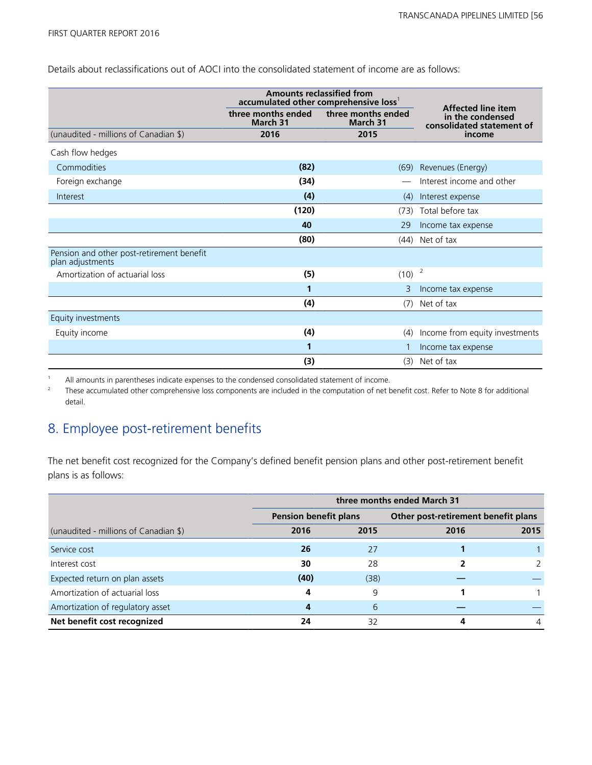Details about reclassifications out of AOCI into the consolidated statement of income are as follows:

| | Amounts reclassified from accumulated other comprehensive loss[1] | | Affected line item in the condensed consolidated statement of income |
|---|---|---|---|
| | three months ended March 31 | three months ended March 31 | |
| (unaudited - millions of Canadian $) | 2016 | 2015 | |
| Cash flow hedges | | | |
| Commodities | **(82)** | (69) | Revenues (Energy) |
| Foreign exchange | **(34)** | — | Interest income and other |
| Interest | **(4)** | (4) | Interest expense |
| | **(120)** | (73) | Total before tax |
| | **40** | 29 | Income tax expense |
| | **(80)** | (44) | Net of tax |
| Pension and other post-retirement benefit plan adjustments | | | |
| Amortization of actuarial loss | **(5)** | (10) | [2] |
| | **1** | 3 | Income tax expense |
| | **(4)** | (7) | Net of tax |
| Equity investments | | | |
| Equity income | **(4)** | (4) | Income from equity investments |
| | **1** | 1 | Income tax expense |
| | **(3)** | (3) | Net of tax |

1 All amounts in parentheses indicate expenses to the condensed consolidated statement of income.

2 These accumulated other comprehensive loss components are included in the computation of net benefit cost. Refer to Note 8 for additional detail.

## 8. Employee post-retirement benefits

The net benefit cost recognized for the Company's defined benefit pension plans and other post-retirement benefit plans is as follows:

| | three months ended March 31 | | | |
|---|---|---|---|---|
| | Pension benefit plans | | Other post-retirement benefit plans | |
| (unaudited - millions of Canadian $) | 2016 | 2015 | 2016 | 2015 |
| Service cost | **26** | 27 | **1** | 1 |
| Interest cost | **30** | 28 | **2** | 2 |
| Expected return on plan assets | **(40)** | (38) | **—** | — |
| Amortization of actuarial loss | **4** | 9 | **1** | 1 |
| Amortization of regulatory asset | **4** | 6 | **—** | — |
| **Net benefit cost recognized** | **24** | 32 | **4** | 4 |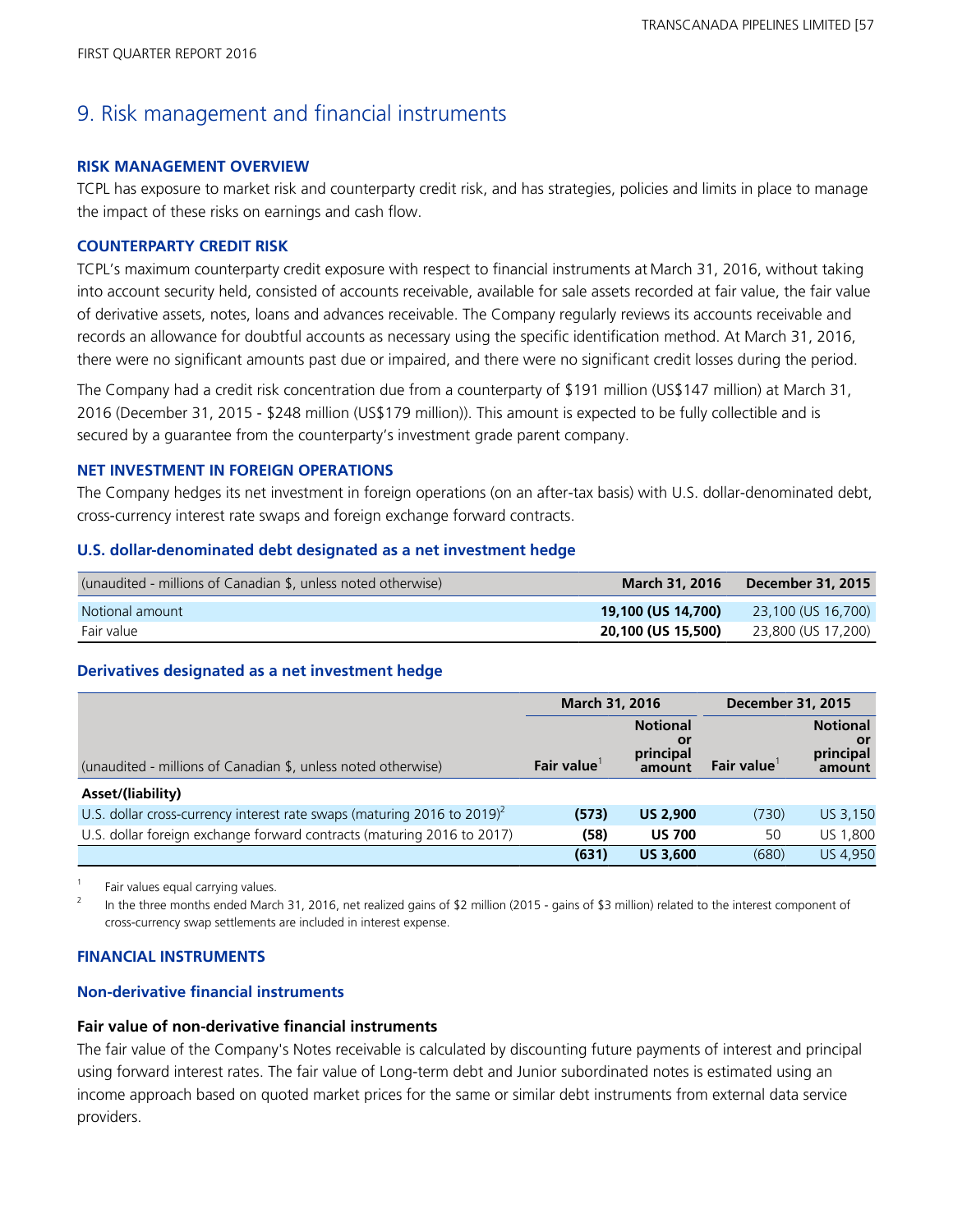# 9. Risk management and financial instruments

### RISK MANAGEMENT OVERVIEW

TCPL has exposure to market risk and counterparty credit risk, and has strategies, policies and limits in place to manage the impact of these risks on earnings and cash flow.

### COUNTERPARTY CREDIT RISK

TCPL's maximum counterparty credit exposure with respect to financial instruments at March 31, 2016, without taking into account security held, consisted of accounts receivable, available for sale assets recorded at fair value, the fair value of derivative assets, notes, loans and advances receivable. The Company regularly reviews its accounts receivable and records an allowance for doubtful accounts as necessary using the specific identification method. At March 31, 2016, there were no significant amounts past due or impaired, and there were no significant credit losses during the period.

The Company had a credit risk concentration due from a counterparty of $191 million (US$147 million) at March 31, 2016 (December 31, 2015 - $248 million (US$179 million)). This amount is expected to be fully collectible and is secured by a guarantee from the counterparty's investment grade parent company.

### NET INVESTMENT IN FOREIGN OPERATIONS

The Company hedges its net investment in foreign operations (on an after-tax basis) with U.S. dollar-denominated debt, cross-currency interest rate swaps and foreign exchange forward contracts.

#### U.S. dollar-denominated debt designated as a net investment hedge

| (unaudited - millions of Canadian $, unless noted otherwise) | March 31, 2016 | December 31, 2015 |
|---|---|---|
| Notional amount | **19,100 (US 14,700)** | 23,100 (US 16,700) |
| Fair value | **20,100 (US 15,500)** | 23,800 (US 17,200) |

#### Derivatives designated as a net investment hedge

| | March 31, 2016 | | December 31, 2015 | |
|---|---|---|---|---|
| (unaudited - millions of Canadian $, unless noted otherwise) | Fair value[1] | Notional or principal amount | Fair value[1] | Notional or principal amount |
| **Asset/(liability)** | | | | |
| U.S. dollar cross-currency interest rate swaps (maturing 2016 to 2019)[2] | **(573)** | **US 2,900** | (730) | US 3,150 |
| U.S. dollar foreign exchange forward contracts (maturing 2016 to 2017) | **(58)** | **US 700** | 50 | US 1,800 |
| | **(631)** | **US 3,600** | (680) | US 4,950 |

1 Fair values equal carrying values.

2 In the three months ended March 31, 2016, net realized gains of $2 million (2015 - gains of $3 million) related to the interest component of cross-currency swap settlements are included in interest expense.

### FINANCIAL INSTRUMENTS

#### Non-derivative financial instruments

**Fair value of non-derivative financial instruments**

The fair value of the Company's Notes receivable is calculated by discounting future payments of interest and principal using forward interest rates. The fair value of Long-term debt and Junior subordinated notes is estimated using an income approach based on quoted market prices for the same or similar debt instruments from external data service providers.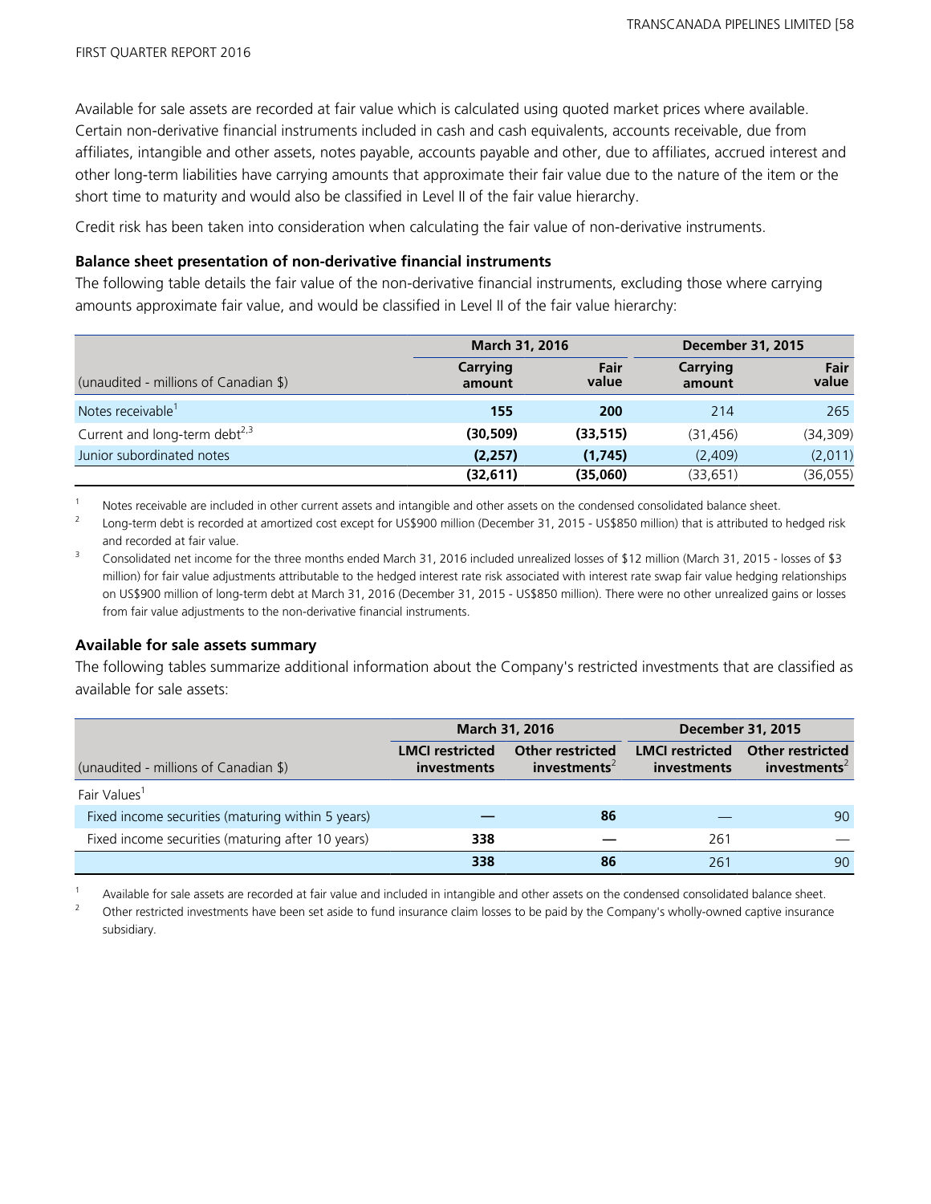Available for sale assets are recorded at fair value which is calculated using quoted market prices where available. Certain non-derivative financial instruments included in cash and cash equivalents, accounts receivable, due from affiliates, intangible and other assets, notes payable, accounts payable and other, due to affiliates, accrued interest and other long-term liabilities have carrying amounts that approximate their fair value due to the nature of the item or the short time to maturity and would also be classified in Level II of the fair value hierarchy.

Credit risk has been taken into consideration when calculating the fair value of non-derivative instruments.

**Balance sheet presentation of non-derivative financial instruments**

The following table details the fair value of the non-derivative financial instruments, excluding those where carrying amounts approximate fair value, and would be classified in Level II of the fair value hierarchy:

| | March 31, 2016 | | December 31, 2015 | |
|---|---|---|---|---|
| (unaudited - millions of Canadian $) | Carrying amount | Fair value | Carrying amount | Fair value |
| Notes receivable[1] | **155** | **200** | 214 | 265 |
| Current and long-term debt[2,3] | **(30,509)** | **(33,515)** | (31,456) | (34,309) |
| Junior subordinated notes | **(2,257)** | **(1,745)** | (2,409) | (2,011) |
| | **(32,611)** | **(35,060)** | (33,651) | (36,055) |

1 Notes receivable are included in other current assets and intangible and other assets on the condensed consolidated balance sheet.

2 Long-term debt is recorded at amortized cost except for US$900 million (December 31, 2015 - US$850 million) that is attributed to hedged risk and recorded at fair value.

3 Consolidated net income for the three months ended March 31, 2016 included unrealized losses of $12 million (March 31, 2015 - losses of $3 million) for fair value adjustments attributable to the hedged interest rate risk associated with interest rate swap fair value hedging relationships on US$900 million of long-term debt at March 31, 2016 (December 31, 2015 - US$850 million). There were no other unrealized gains or losses from fair value adjustments to the non-derivative financial instruments.

**Available for sale assets summary**

The following tables summarize additional information about the Company's restricted investments that are classified as available for sale assets:

| | March 31, 2016 | | December 31, 2015 | |
|---|---|---|---|---|
| (unaudited - millions of Canadian $) | LMCI restricted investments | Other restricted investments[2] | LMCI restricted investments | Other restricted investments[2] |
| Fair Values[1] | | | | |
| Fixed income securities (maturing within 5 years) | **—** | **86** | — | 90 |
| Fixed income securities (maturing after 10 years) | **338** | **—** | 261 | — |
| | **338** | **86** | 261 | 90 |

1 Available for sale assets are recorded at fair value and included in intangible and other assets on the condensed consolidated balance sheet.

2 Other restricted investments have been set aside to fund insurance claim losses to be paid by the Company's wholly-owned captive insurance subsidiary.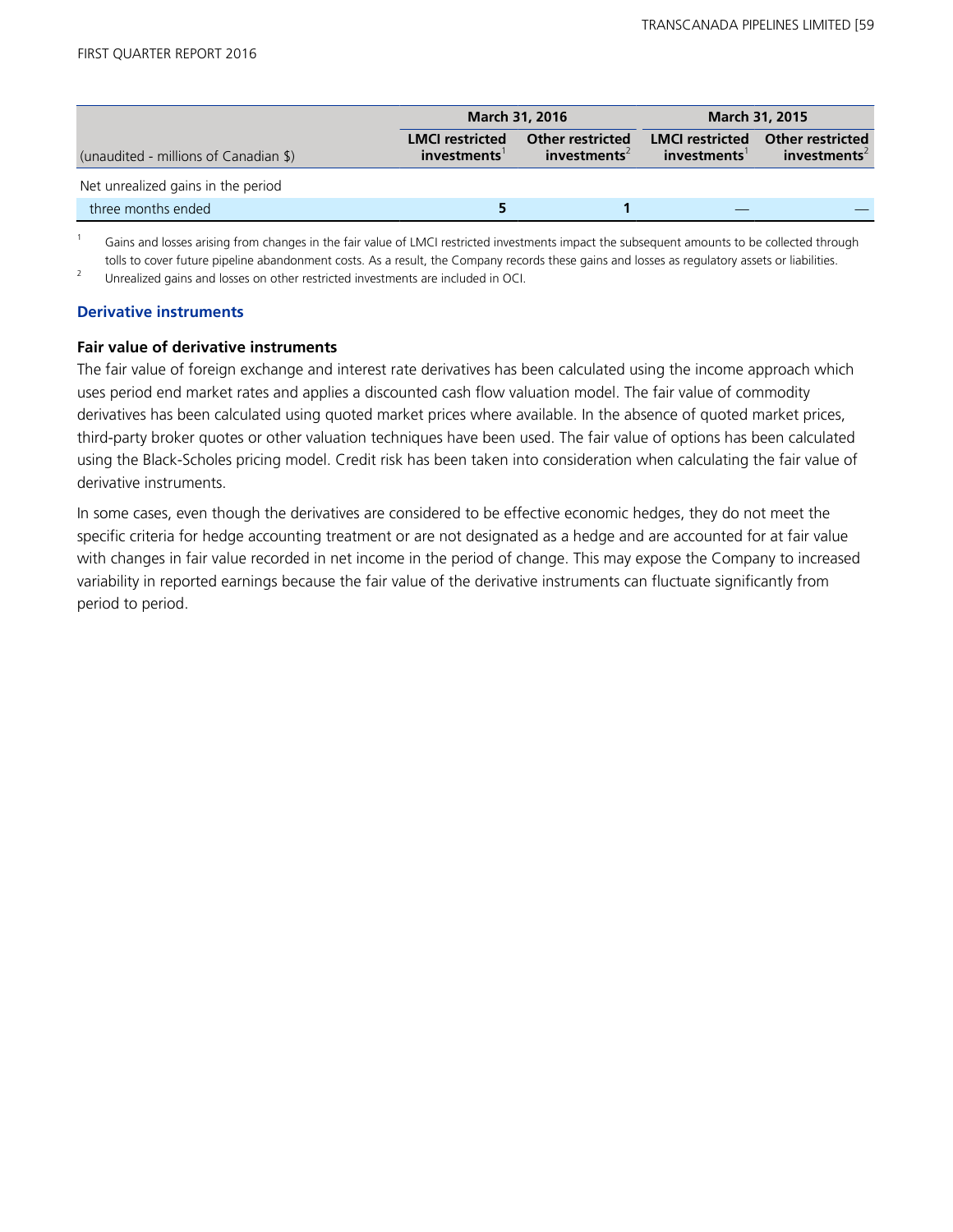| (unaudited - millions of Canadian $) | March 31, 2016 | | March 31, 2015 | |
|---|---|---|---|---|
| | LMCI restricted investments[1] | Other restricted investments[2] | LMCI restricted investments[1] | Other restricted investments[2] |
| Net unrealized gains in the period | | | | |
| three months ended | **5** | **1** | — | — |

[1] Gains and losses arising from changes in the fair value of LMCI restricted investments impact the subsequent amounts to be collected through tolls to cover future pipeline abandonment costs. As a result, the Company records these gains and losses as regulatory assets or liabilities.

[2] Unrealized gains and losses on other restricted investments are included in OCI.

### Derivative instruments

**Fair value of derivative instruments**

The fair value of foreign exchange and interest rate derivatives has been calculated using the income approach which uses period end market rates and applies a discounted cash flow valuation model. The fair value of commodity derivatives has been calculated using quoted market prices where available. In the absence of quoted market prices, third-party broker quotes or other valuation techniques have been used. The fair value of options has been calculated using the Black-Scholes pricing model. Credit risk has been taken into consideration when calculating the fair value of derivative instruments.

In some cases, even though the derivatives are considered to be effective economic hedges, they do not meet the specific criteria for hedge accounting treatment or are not designated as a hedge and are accounted for at fair value with changes in fair value recorded in net income in the period of change. This may expose the Company to increased variability in reported earnings because the fair value of the derivative instruments can fluctuate significantly from period to period.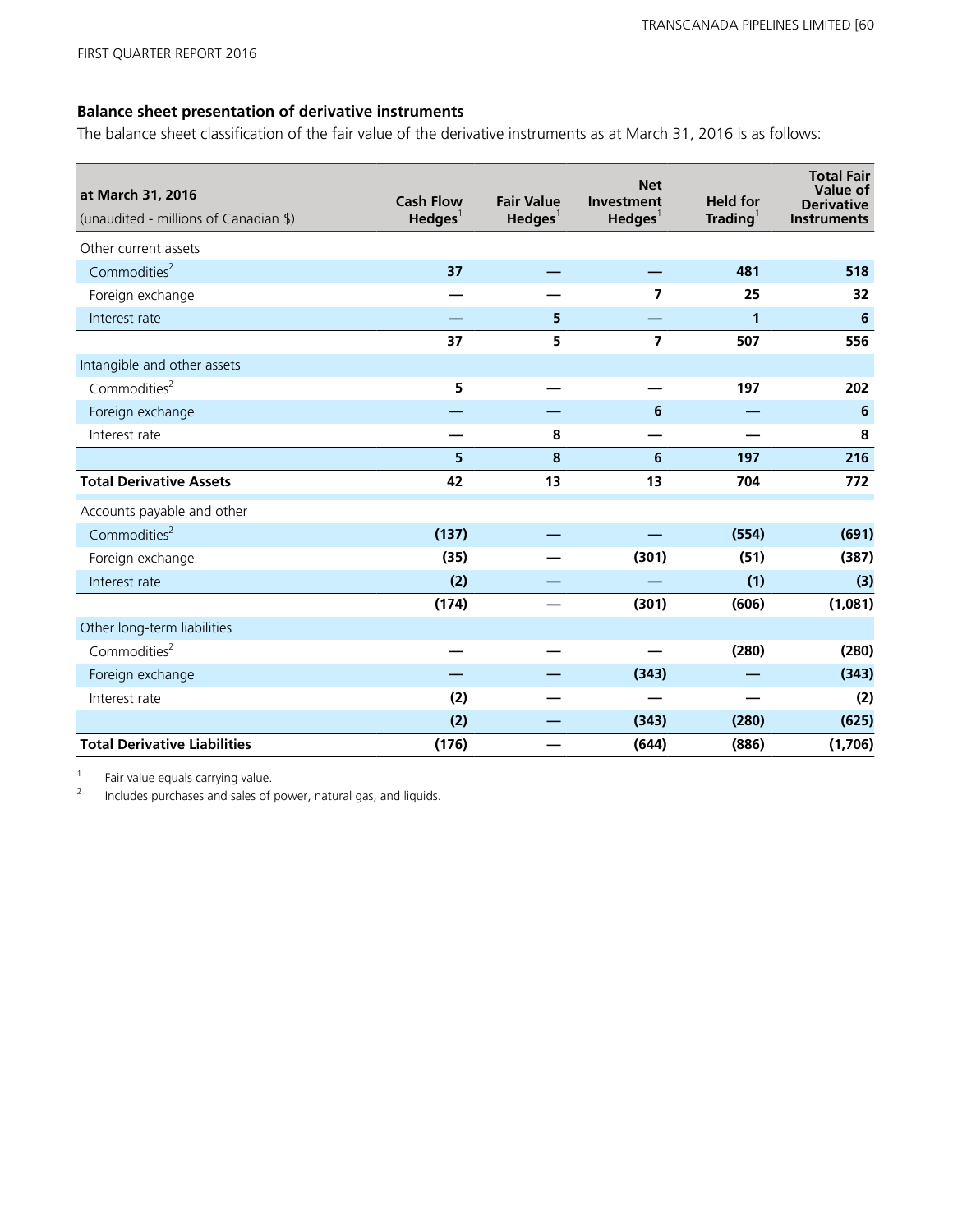## Balance sheet presentation of derivative instruments

The balance sheet classification of the fair value of the derivative instruments as at March 31, 2016 is as follows:

| at March 31, 2016 (unaudited - millions of Canadian $) | Cash Flow Hedges[1] | Fair Value Hedges[1] | Net Investment Hedges[1] | Held for Trading[1] | Total Fair Value of Derivative Instruments |
|---|---|---|---|---|---|
| Other current assets | | | | | |
| Commodities[2] | 37 | — | — | 481 | 518 |
| Foreign exchange | — | — | 7 | 25 | 32 |
| Interest rate | — | 5 | — | 1 | 6 |
| | 37 | 5 | 7 | 507 | 556 |
| Intangible and other assets | | | | | |
| Commodities[2] | 5 | — | — | 197 | 202 |
| Foreign exchange | — | — | 6 | — | 6 |
| Interest rate | — | 8 | — | — | 8 |
| | 5 | 8 | 6 | 197 | 216 |
| **Total Derivative Assets** | 42 | 13 | 13 | 704 | 772 |
| Accounts payable and other | | | | | |
| Commodities[2] | (137) | — | — | (554) | (691) |
| Foreign exchange | (35) | — | (301) | (51) | (387) |
| Interest rate | (2) | — | — | (1) | (3) |
| | (174) | — | (301) | (606) | (1,081) |
| Other long-term liabilities | | | | | |
| Commodities[2] | — | — | — | (280) | (280) |
| Foreign exchange | — | — | (343) | — | (343) |
| Interest rate | (2) | — | — | — | (2) |
| | (2) | — | (343) | (280) | (625) |
| **Total Derivative Liabilities** | (176) | — | (644) | (886) | (1,706) |

1 Fair value equals carrying value.

2 Includes purchases and sales of power, natural gas, and liquids.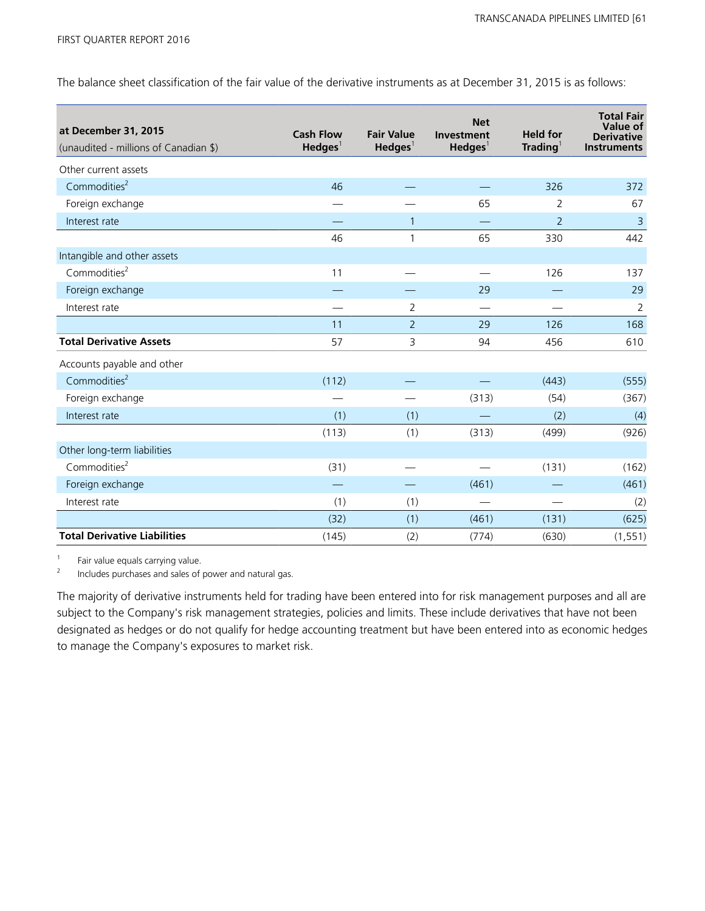The balance sheet classification of the fair value of the derivative instruments as at December 31, 2015 is as follows:

| at December 31, 2015 (unaudited - millions of Canadian $) | Cash Flow Hedges[1] | Fair Value Hedges[1] | Net Investment Hedges[1] | Held for Trading[1] | Total Fair Value of Derivative Instruments |
|---|---|---|---|---|---|
| Other current assets | | | | | |
| Commodities[2] | 46 | — | — | 326 | 372 |
| Foreign exchange | — | — | 65 | 2 | 67 |
| Interest rate | — | 1 | — | 2 | 3 |
| | 46 | 1 | 65 | 330 | 442 |
| Intangible and other assets | | | | | |
| Commodities[2] | 11 | — | — | 126 | 137 |
| Foreign exchange | — | — | 29 | — | 29 |
| Interest rate | — | 2 | — | — | 2 |
| | 11 | 2 | 29 | 126 | 168 |
| **Total Derivative Assets** | 57 | 3 | 94 | 456 | 610 |
| Accounts payable and other | | | | | |
| Commodities[2] | (112) | — | — | (443) | (555) |
| Foreign exchange | — | — | (313) | (54) | (367) |
| Interest rate | (1) | (1) | — | (2) | (4) |
| | (113) | (1) | (313) | (499) | (926) |
| Other long-term liabilities | | | | | |
| Commodities[2] | (31) | — | — | (131) | (162) |
| Foreign exchange | — | — | (461) | — | (461) |
| Interest rate | (1) | (1) | — | — | (2) |
| | (32) | (1) | (461) | (131) | (625) |
| **Total Derivative Liabilities** | (145) | (2) | (774) | (630) | (1,551) |

1 Fair value equals carrying value.
2 Includes purchases and sales of power and natural gas.

The majority of derivative instruments held for trading have been entered into for risk management purposes and all are subject to the Company's risk management strategies, policies and limits. These include derivatives that have not been designated as hedges or do not qualify for hedge accounting treatment but have been entered into as economic hedges to manage the Company's exposures to market risk.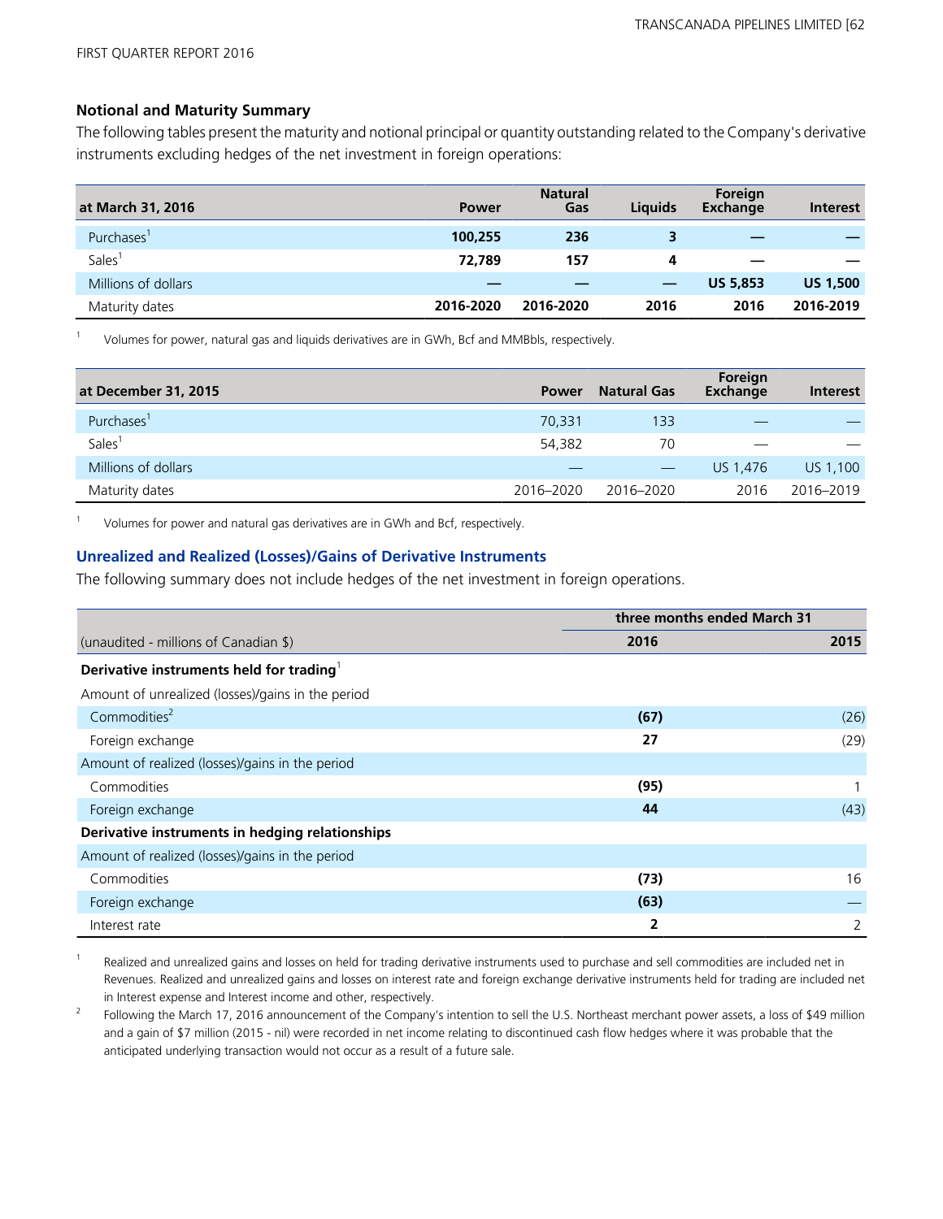### Notional and Maturity Summary

The following tables present the maturity and notional principal or quantity outstanding related to the Company's derivative instruments excluding hedges of the net investment in foreign operations:

| at March 31, 2016 | Power | Natural Gas | Liquids | Foreign Exchange | Interest |
|---|---|---|---|---|---|
| Purchases[1] | **100,255** | **236** | **3** | **—** | **—** |
| Sales[1] | **72,789** | **157** | **4** | **—** | **—** |
| Millions of dollars | **—** | **—** | **—** | **US 5,853** | **US 1,500** |
| Maturity dates | **2016-2020** | **2016-2020** | **2016** | **2016** | **2016-2019** |

1 Volumes for power, natural gas and liquids derivatives are in GWh, Bcf and MMBbls, respectively.

| at December 31, 2015 | Power | Natural Gas | Foreign Exchange | Interest |
|---|---|---|---|---|
| Purchases[1] | 70,331 | 133 | — | — |
| Sales[1] | 54,382 | 70 | — | — |
| Millions of dollars | — | — | US 1,476 | US 1,100 |
| Maturity dates | 2016–2020 | 2016–2020 | 2016 | 2016–2019 |

1 Volumes for power and natural gas derivatives are in GWh and Bcf, respectively.

### Unrealized and Realized (Losses)/Gains of Derivative Instruments

The following summary does not include hedges of the net investment in foreign operations.

| | three months ended March 31 | |
|---|---|---|
| (unaudited - millions of Canadian $) | 2016 | 2015 |
| **Derivative instruments held for trading**[1] | | |
| Amount of unrealized (losses)/gains in the period | | |
| Commodities[2] | **(67)** | (26) |
| Foreign exchange | **27** | (29) |
| Amount of realized (losses)/gains in the period | | |
| Commodities | **(95)** | 1 |
| Foreign exchange | **44** | (43) |
| **Derivative instruments in hedging relationships** | | |
| Amount of realized (losses)/gains in the period | | |
| Commodities | **(73)** | 16 |
| Foreign exchange | **(63)** | — |
| Interest rate | **2** | 2 |

1 Realized and unrealized gains and losses on held for trading derivative instruments used to purchase and sell commodities are included net in Revenues. Realized and unrealized gains and losses on interest rate and foreign exchange derivative instruments held for trading are included net in Interest expense and Interest income and other, respectively.

2 Following the March 17, 2016 announcement of the Company's intention to sell the U.S. Northeast merchant power assets, a loss of $49 million and a gain of $7 million (2015 - nil) were recorded in net income relating to discontinued cash flow hedges where it was probable that the anticipated underlying transaction would not occur as a result of a future sale.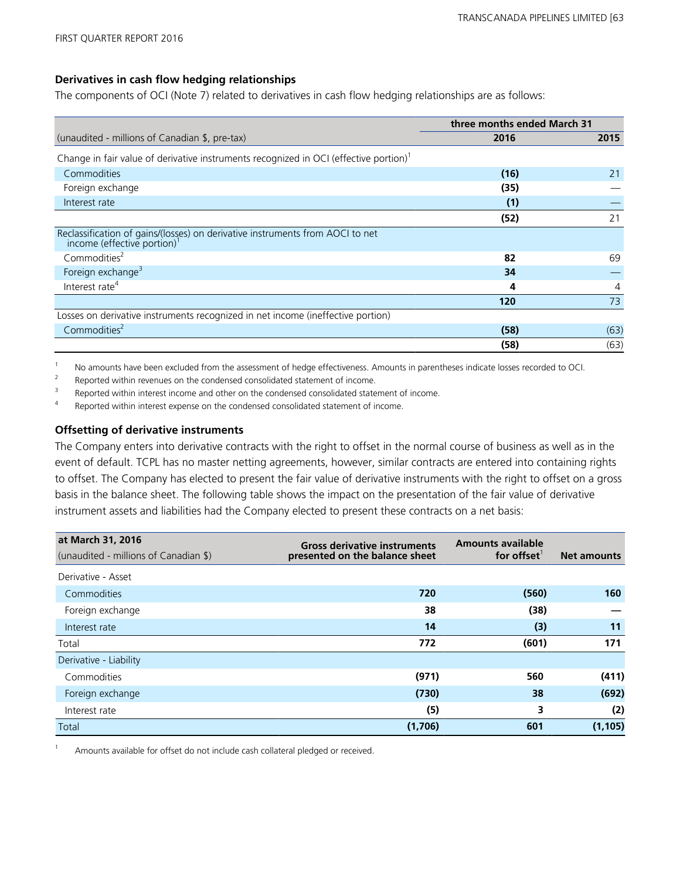### Derivatives in cash flow hedging relationships

The components of OCI (Note 7) related to derivatives in cash flow hedging relationships are as follows:

| | three months ended March 31 | |
|---|---|---|
| (unaudited - millions of Canadian $, pre-tax) | **2016** | **2015** |
| Change in fair value of derivative instruments recognized in OCI (effective portion)[1] | | |
| Commodities | **(16)** | 21 |
| Foreign exchange | **(35)** | — |
| Interest rate | **(1)** | — |
| | **(52)** | 21 |
| Reclassification of gains/(losses) on derivative instruments from AOCI to net income (effective portion)[1] | | |
| Commodities[2] | **82** | 69 |
| Foreign exchange[3] | **34** | — |
| Interest rate[4] | **4** | 4 |
| | **120** | 73 |
| Losses on derivative instruments recognized in net income (ineffective portion) | | |
| Commodities[2] | **(58)** | (63) |
| | **(58)** | (63) |

1 No amounts have been excluded from the assessment of hedge effectiveness. Amounts in parentheses indicate losses recorded to OCI.

2 Reported within revenues on the condensed consolidated statement of income.

3 Reported within interest income and other on the condensed consolidated statement of income.

4 Reported within interest expense on the condensed consolidated statement of income.

### Offsetting of derivative instruments

The Company enters into derivative contracts with the right to offset in the normal course of business as well as in the event of default. TCPL has no master netting agreements, however, similar contracts are entered into containing rights to offset. The Company has elected to present the fair value of derivative instruments with the right to offset on a gross basis in the balance sheet. The following table shows the impact on the presentation of the fair value of derivative instrument assets and liabilities had the Company elected to present these contracts on a net basis:

| at March 31, 2016 (unaudited - millions of Canadian $) | Gross derivative instruments presented on the balance sheet | Amounts available for offset[1] | Net amounts |
|---|---|---|---|
| Derivative - Asset | | | |
| Commodities | **720** | **(560)** | **160** |
| Foreign exchange | **38** | **(38)** | **—** |
| Interest rate | **14** | **(3)** | **11** |
| Total | **772** | **(601)** | **171** |
| Derivative - Liability | | | |
| Commodities | **(971)** | **560** | **(411)** |
| Foreign exchange | **(730)** | **38** | **(692)** |
| Interest rate | **(5)** | **3** | **(2)** |
| Total | **(1,706)** | **601** | **(1,105)** |

1 Amounts available for offset do not include cash collateral pledged or received.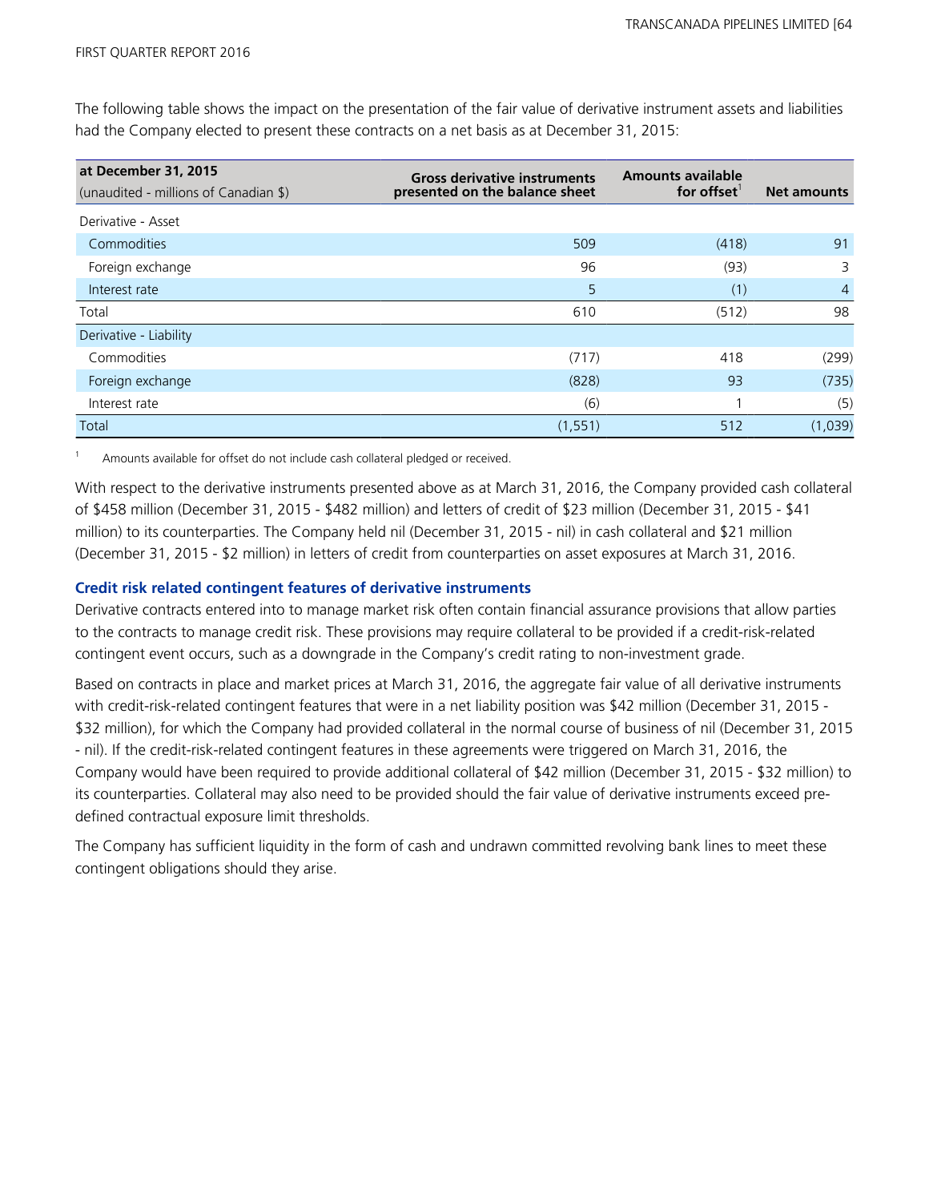The following table shows the impact on the presentation of the fair value of derivative instrument assets and liabilities had the Company elected to present these contracts on a net basis as at December 31, 2015:

| **at December 31, 2015**<br>(unaudited - millions of Canadian $) | **Gross derivative instruments presented on the balance sheet** | **Amounts available for offset**[1] | **Net amounts** |
|---|---|---|---|
| Derivative - Asset | | | |
| Commodities | 509 | (418) | 91 |
| Foreign exchange | 96 | (93) | 3 |
| Interest rate | 5 | (1) | 4 |
| Total | 610 | (512) | 98 |
| Derivative - Liability | | | |
| Commodities | (717) | 418 | (299) |
| Foreign exchange | (828) | 93 | (735) |
| Interest rate | (6) | 1 | (5) |
| Total | (1,551) | 512 | (1,039) |

1 Amounts available for offset do not include cash collateral pledged or received.

With respect to the derivative instruments presented above as at March 31, 2016, the Company provided cash collateral of $458 million (December 31, 2015 - $482 million) and letters of credit of $23 million (December 31, 2015 - $41 million) to its counterparties. The Company held nil (December 31, 2015 - nil) in cash collateral and $21 million (December 31, 2015 - $2 million) in letters of credit from counterparties on asset exposures at March 31, 2016.

### Credit risk related contingent features of derivative instruments

Derivative contracts entered into to manage market risk often contain financial assurance provisions that allow parties to the contracts to manage credit risk. These provisions may require collateral to be provided if a credit-risk-related contingent event occurs, such as a downgrade in the Company's credit rating to non-investment grade.

Based on contracts in place and market prices at March 31, 2016, the aggregate fair value of all derivative instruments with credit-risk-related contingent features that were in a net liability position was $42 million (December 31, 2015 - $32 million), for which the Company had provided collateral in the normal course of business of nil (December 31, 2015 - nil). If the credit-risk-related contingent features in these agreements were triggered on March 31, 2016, the Company would have been required to provide additional collateral of $42 million (December 31, 2015 - $32 million) to its counterparties. Collateral may also need to be provided should the fair value of derivative instruments exceed pre-defined contractual exposure limit thresholds.

The Company has sufficient liquidity in the form of cash and undrawn committed revolving bank lines to meet these contingent obligations should they arise.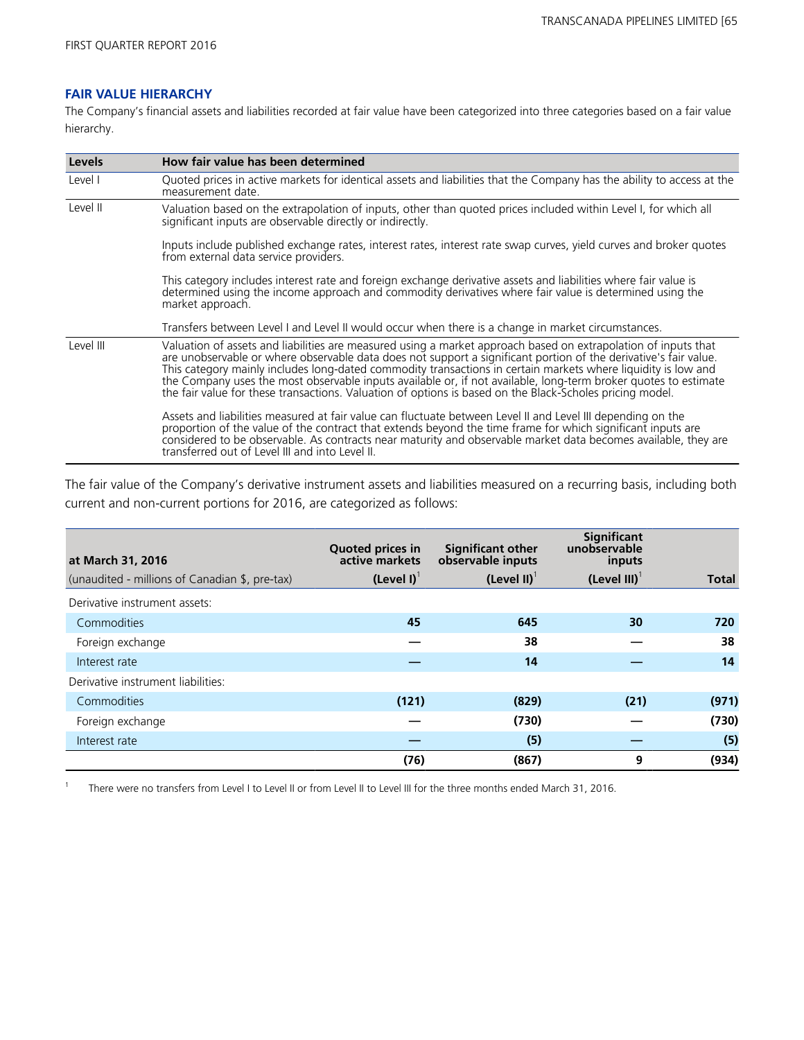## FAIR VALUE HIERARCHY

The Company's financial assets and liabilities recorded at fair value have been categorized into three categories based on a fair value hierarchy.

| Levels | How fair value has been determined |
|---|---|
| Level I | Quoted prices in active markets for identical assets and liabilities that the Company has the ability to access at the measurement date. |
| Level II | Valuation based on the extrapolation of inputs, other than quoted prices included within Level I, for which all significant inputs are observable directly or indirectly.<br><br>Inputs include published exchange rates, interest rates, interest rate swap curves, yield curves and broker quotes from external data service providers.<br><br>This category includes interest rate and foreign exchange derivative assets and liabilities where fair value is determined using the income approach and commodity derivatives where fair value is determined using the market approach.<br><br>Transfers between Level I and Level II would occur when there is a change in market circumstances. |
| Level III | Valuation of assets and liabilities are measured using a market approach based on extrapolation of inputs that are unobservable or where observable data does not support a significant portion of the derivative's fair value. This category mainly includes long-dated commodity transactions in certain markets where liquidity is low and the Company uses the most observable inputs available or, if not available, long-term broker quotes to estimate the fair value for these transactions. Valuation of options is based on the Black-Scholes pricing model.<br><br>Assets and liabilities measured at fair value can fluctuate between Level II and Level III depending on the proportion of the value of the contract that extends beyond the time frame for which significant inputs are considered to be observable. As contracts near maturity and observable market data becomes available, they are transferred out of Level III and into Level II. |

The fair value of the Company's derivative instrument assets and liabilities measured on a recurring basis, including both current and non-current portions for 2016, are categorized as follows:

| at March 31, 2016<br>(unaudited - millions of Canadian $, pre-tax) | Quoted prices in active markets<br>(Level I)[1] | Significant other observable inputs<br>(Level II)[1] | Significant unobservable inputs<br>(Level III)[1] | Total |
|---|---|---|---|---|
| Derivative instrument assets: | | | | |
| Commodities | 45 | 645 | 30 | 720 |
| Foreign exchange | — | 38 | — | 38 |
| Interest rate | — | 14 | — | 14 |
| Derivative instrument liabilities: | | | | |
| Commodities | (121) | (829) | (21) | (971) |
| Foreign exchange | — | (730) | — | (730) |
| Interest rate | — | (5) | — | (5) |
| | (76) | (867) | 9 | (934) |

[1] There were no transfers from Level I to Level II or from Level II to Level III for the three months ended March 31, 2016.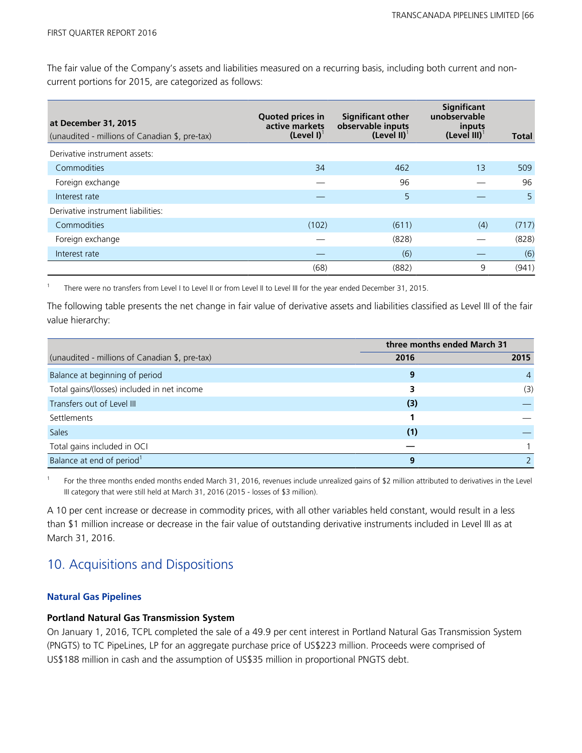The fair value of the Company's assets and liabilities measured on a recurring basis, including both current and non-current portions for 2015, are categorized as follows:

| at December 31, 2015<br>(unaudited - millions of Canadian $, pre-tax) | Quoted prices in active markets (Level I)[1] | Significant other observable inputs (Level II)[1] | Significant unobservable inputs (Level III)[1] | Total |
|---|---|---|---|---|
| Derivative instrument assets: | | | | |
| Commodities | 34 | 462 | 13 | 509 |
| Foreign exchange | — | 96 | — | 96 |
| Interest rate | — | 5 | — | 5 |
| Derivative instrument liabilities: | | | | |
| Commodities | (102) | (611) | (4) | (717) |
| Foreign exchange | — | (828) | — | (828) |
| Interest rate | — | (6) | — | (6) |
| | (68) | (882) | 9 | (941) |

1 There were no transfers from Level I to Level II or from Level II to Level III for the year ended December 31, 2015.

The following table presents the net change in fair value of derivative assets and liabilities classified as Level III of the fair value hierarchy:

| | three months ended March 31 | |
|---|---|---|
| (unaudited - millions of Canadian $, pre-tax) | **2016** | 2015 |
| Balance at beginning of period | **9** | 4 |
| Total gains/(losses) included in net income | **3** | (3) |
| Transfers out of Level III | **(3)** | — |
| Settlements | **1** | — |
| Sales | **(1)** | — |
| Total gains included in OCI | **—** | 1 |
| Balance at end of period[1] | **9** | 2 |

1 For the three months ended months ended March 31, 2016, revenues include unrealized gains of $2 million attributed to derivatives in the Level III category that were still held at March 31, 2016 (2015 - losses of $3 million).

A 10 per cent increase or decrease in commodity prices, with all other variables held constant, would result in a less than $1 million increase or decrease in the fair value of outstanding derivative instruments included in Level III as at March 31, 2016.

## 10. Acquisitions and Dispositions

### Natural Gas Pipelines

#### Portland Natural Gas Transmission System

On January 1, 2016, TCPL completed the sale of a 49.9 per cent interest in Portland Natural Gas Transmission System (PNGTS) to TC PipeLines, LP for an aggregate purchase price of US$223 million. Proceeds were comprised of US$188 million in cash and the assumption of US$35 million in proportional PNGTS debt.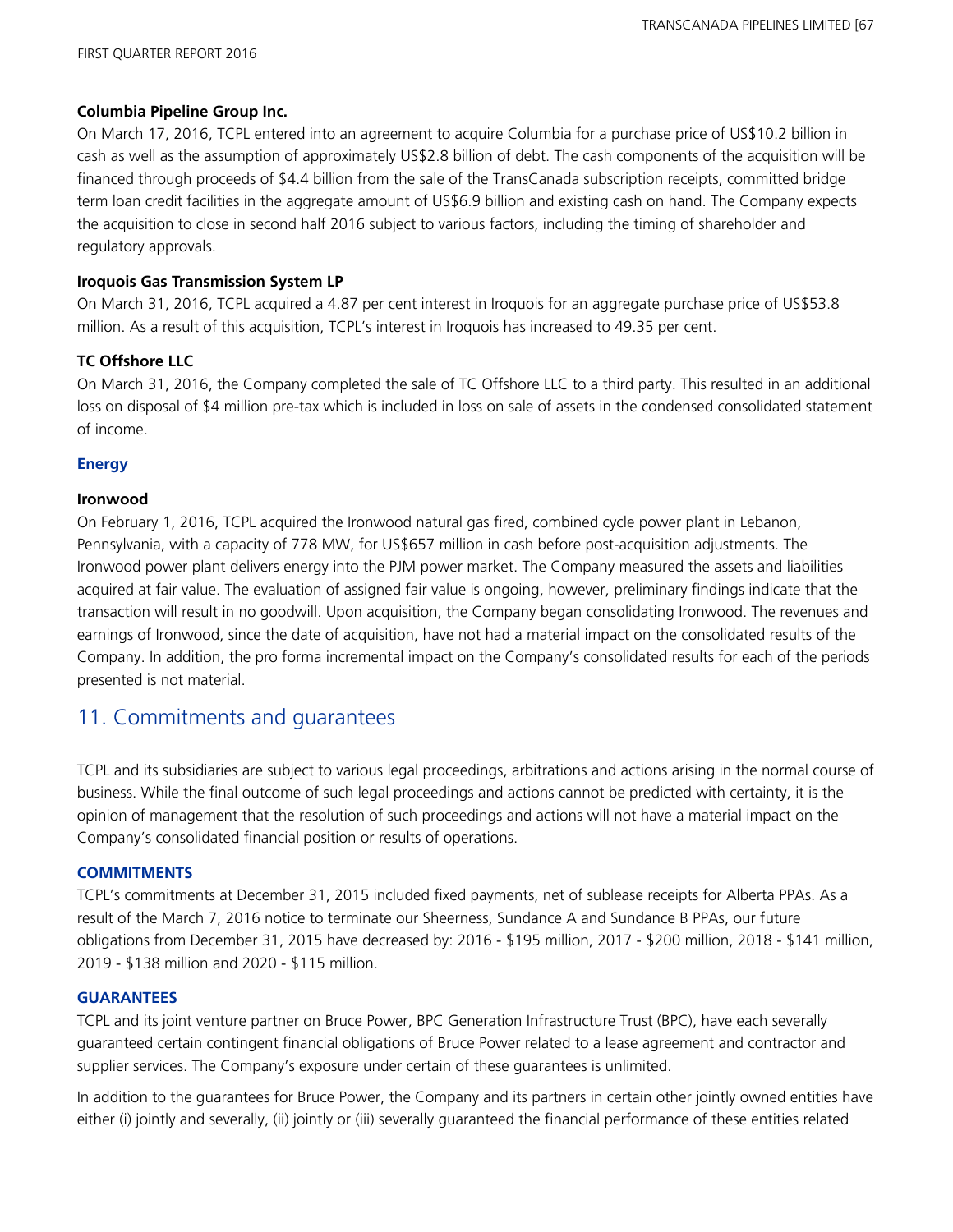#### Columbia Pipeline Group Inc.

On March 17, 2016, TCPL entered into an agreement to acquire Columbia for a purchase price of US$10.2 billion in cash as well as the assumption of approximately US$2.8 billion of debt. The cash components of the acquisition will be financed through proceeds of $4.4 billion from the sale of the TransCanada subscription receipts, committed bridge term loan credit facilities in the aggregate amount of US$6.9 billion and existing cash on hand. The Company expects the acquisition to close in second half 2016 subject to various factors, including the timing of shareholder and regulatory approvals.

#### Iroquois Gas Transmission System LP

On March 31, 2016, TCPL acquired a 4.87 per cent interest in Iroquois for an aggregate purchase price of US$53.8 million. As a result of this acquisition, TCPL's interest in Iroquois has increased to 49.35 per cent.

#### TC Offshore LLC

On March 31, 2016, the Company completed the sale of TC Offshore LLC to a third party. This resulted in an additional loss on disposal of $4 million pre-tax which is included in loss on sale of assets in the condensed consolidated statement of income.

### Energy

#### Ironwood

On February 1, 2016, TCPL acquired the Ironwood natural gas fired, combined cycle power plant in Lebanon, Pennsylvania, with a capacity of 778 MW, for US$657 million in cash before post-acquisition adjustments. The Ironwood power plant delivers energy into the PJM power market. The Company measured the assets and liabilities acquired at fair value. The evaluation of assigned fair value is ongoing, however, preliminary findings indicate that the transaction will result in no goodwill. Upon acquisition, the Company began consolidating Ironwood. The revenues and earnings of Ironwood, since the date of acquisition, have not had a material impact on the consolidated results of the Company. In addition, the pro forma incremental impact on the Company's consolidated results for each of the periods presented is not material.

## 11. Commitments and guarantees

TCPL and its subsidiaries are subject to various legal proceedings, arbitrations and actions arising in the normal course of business. While the final outcome of such legal proceedings and actions cannot be predicted with certainty, it is the opinion of management that the resolution of such proceedings and actions will not have a material impact on the Company's consolidated financial position or results of operations.

### COMMITMENTS

TCPL's commitments at December 31, 2015 included fixed payments, net of sublease receipts for Alberta PPAs. As a result of the March 7, 2016 notice to terminate our Sheerness, Sundance A and Sundance B PPAs, our future obligations from December 31, 2015 have decreased by: 2016 - $195 million, 2017 - $200 million, 2018 - $141 million, 2019 - $138 million and 2020 - $115 million.

### GUARANTEES

TCPL and its joint venture partner on Bruce Power, BPC Generation Infrastructure Trust (BPC), have each severally guaranteed certain contingent financial obligations of Bruce Power related to a lease agreement and contractor and supplier services. The Company's exposure under certain of these guarantees is unlimited.

In addition to the guarantees for Bruce Power, the Company and its partners in certain other jointly owned entities have either (i) jointly and severally, (ii) jointly or (iii) severally guaranteed the financial performance of these entities related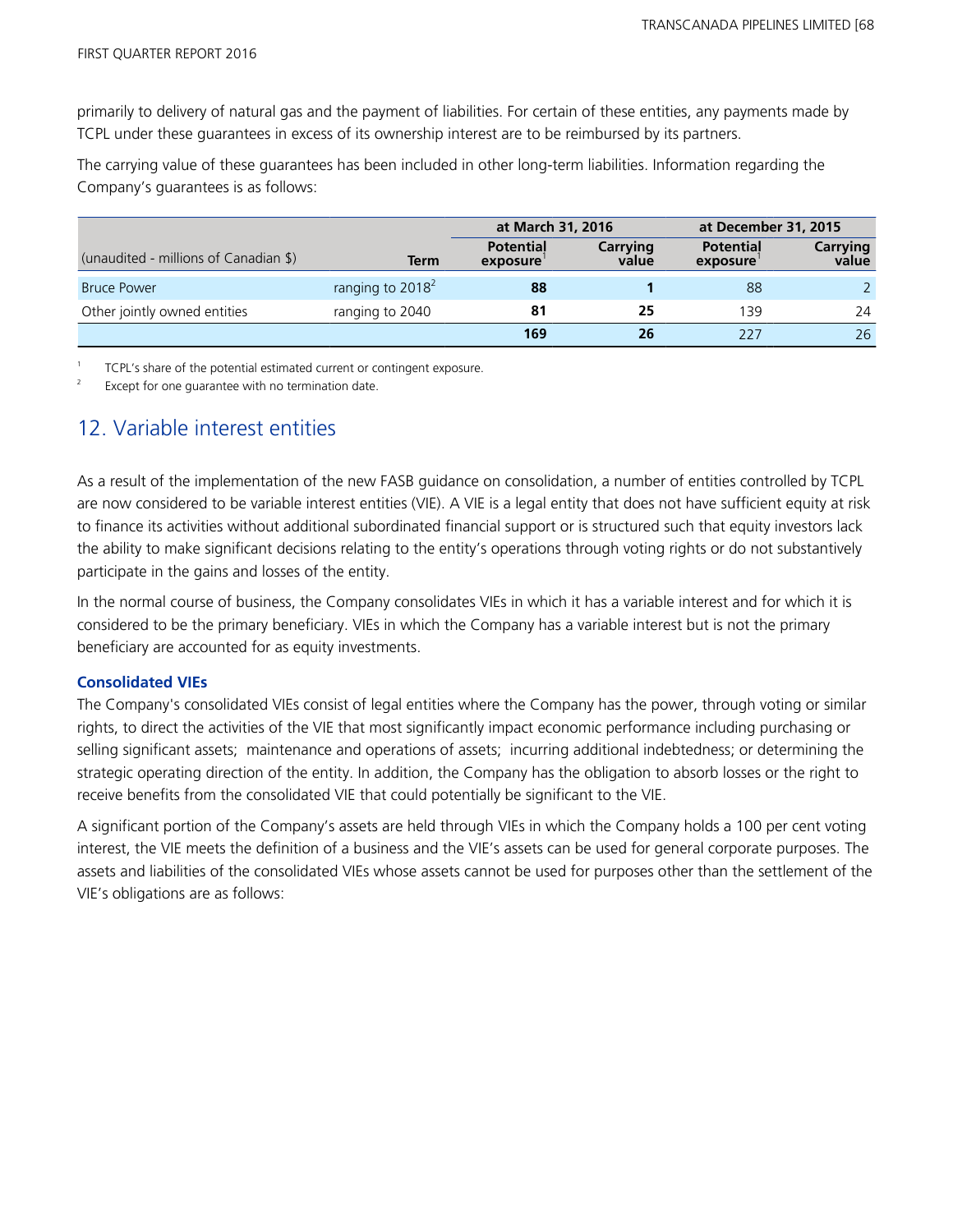primarily to delivery of natural gas and the payment of liabilities. For certain of these entities, any payments made by TCPL under these guarantees in excess of its ownership interest are to be reimbursed by its partners.

The carrying value of these guarantees has been included in other long-term liabilities. Information regarding the Company's guarantees is as follows:

| | | at March 31, 2016 | | at December 31, 2015 | |
|---|---|---|---|---|---|
| (unaudited - millions of Canadian $) | Term | Potential exposure[1] | Carrying value | Potential exposure[1] | Carrying value |
| Bruce Power | ranging to 2018[2] | **88** | **1** | 88 | 2 |
| Other jointly owned entities | ranging to 2040 | **81** | **25** | 139 | 24 |
| | | **169** | **26** | 227 | 26 |

1 TCPL's share of the potential estimated current or contingent exposure.

2 Except for one guarantee with no termination date.

## 12. Variable interest entities

As a result of the implementation of the new FASB guidance on consolidation, a number of entities controlled by TCPL are now considered to be variable interest entities (VIE). A VIE is a legal entity that does not have sufficient equity at risk to finance its activities without additional subordinated financial support or is structured such that equity investors lack the ability to make significant decisions relating to the entity's operations through voting rights or do not substantively participate in the gains and losses of the entity.

In the normal course of business, the Company consolidates VIEs in which it has a variable interest and for which it is considered to be the primary beneficiary. VIEs in which the Company has a variable interest but is not the primary beneficiary are accounted for as equity investments.

### Consolidated VIEs

The Company's consolidated VIEs consist of legal entities where the Company has the power, through voting or similar rights, to direct the activities of the VIE that most significantly impact economic performance including purchasing or selling significant assets; maintenance and operations of assets; incurring additional indebtedness; or determining the strategic operating direction of the entity. In addition, the Company has the obligation to absorb losses or the right to receive benefits from the consolidated VIE that could potentially be significant to the VIE.

A significant portion of the Company's assets are held through VIEs in which the Company holds a 100 per cent voting interest, the VIE meets the definition of a business and the VIE's assets can be used for general corporate purposes. The assets and liabilities of the consolidated VIEs whose assets cannot be used for purposes other than the settlement of the VIE's obligations are as follows: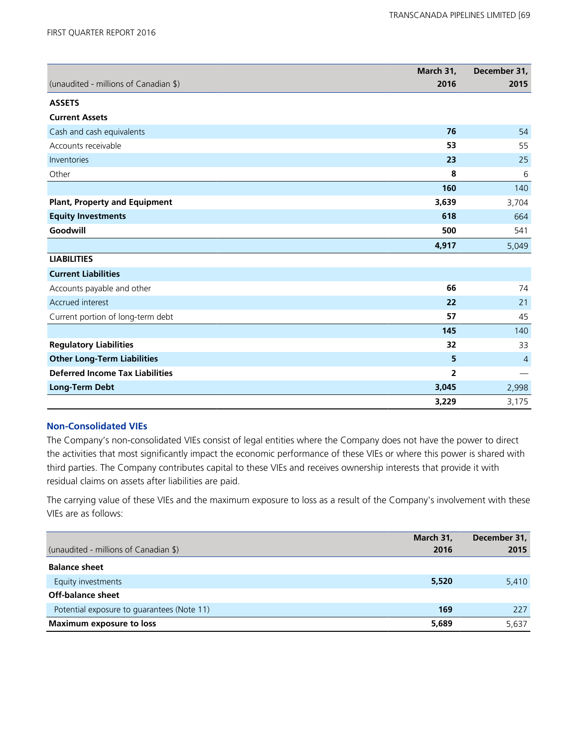| (unaudited - millions of Canadian $) | March 31, 2016 | December 31, 2015 |
|---|---|---|
| **ASSETS** | | |
| **Current Assets** | | |
| Cash and cash equivalents | **76** | 54 |
| Accounts receivable | **53** | 55 |
| Inventories | **23** | 25 |
| Other | **8** | 6 |
| | **160** | 140 |
| **Plant, Property and Equipment** | **3,639** | 3,704 |
| **Equity Investments** | **618** | 664 |
| **Goodwill** | **500** | 541 |
| | **4,917** | 5,049 |
| **LIABILITIES** | | |
| **Current Liabilities** | | |
| Accounts payable and other | **66** | 74 |
| Accrued interest | **22** | 21 |
| Current portion of long-term debt | **57** | 45 |
| | **145** | 140 |
| **Regulatory Liabilities** | **32** | 33 |
| **Other Long-Term Liabilities** | **5** | 4 |
| **Deferred Income Tax Liabilities** | **2** | — |
| **Long-Term Debt** | **3,045** | 2,998 |
| | **3,229** | 3,175 |

### Non-Consolidated VIEs

The Company's non-consolidated VIEs consist of legal entities where the Company does not have the power to direct the activities that most significantly impact the economic performance of these VIEs or where this power is shared with third parties. The Company contributes capital to these VIEs and receives ownership interests that provide it with residual claims on assets after liabilities are paid.

The carrying value of these VIEs and the maximum exposure to loss as a result of the Company's involvement with these VIEs are as follows:

| (unaudited - millions of Canadian $) | March 31, 2016 | December 31, 2015 |
|---|---|---|
| **Balance sheet** | | |
| Equity investments | **5,520** | 5,410 |
| **Off-balance sheet** | | |
| Potential exposure to guarantees (Note 11) | **169** | 227 |
| **Maximum exposure to loss** | **5,689** | 5,637 |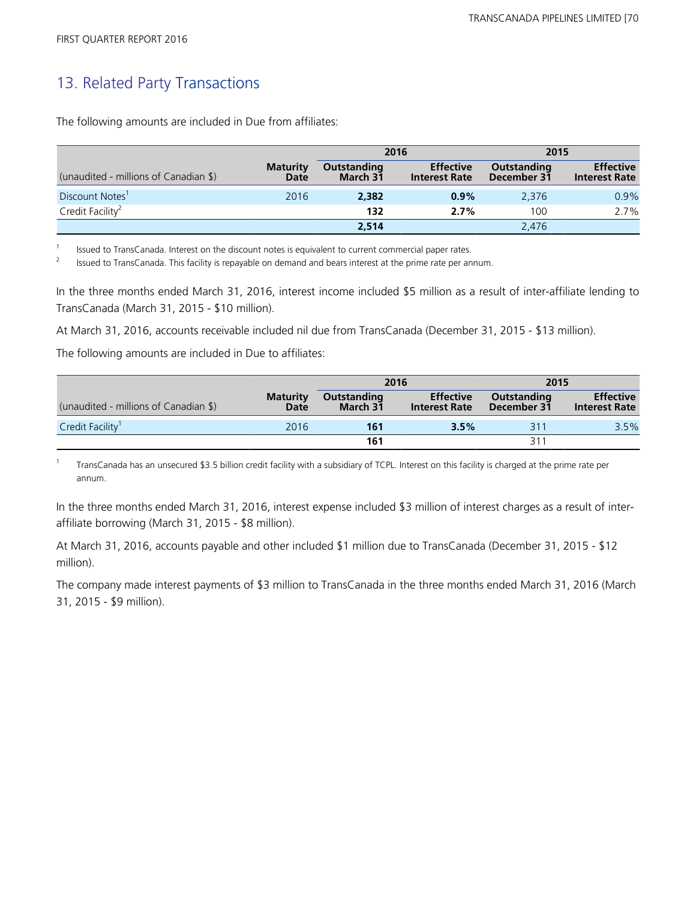## 13. Related Party Transactions

The following amounts are included in Due from affiliates:

| | | 2016 | | 2015 | |
|---|---|---|---|---|---|
| (unaudited - millions of Canadian $) | Maturity Date | Outstanding March 31 | Effective Interest Rate | Outstanding December 31 | Effective Interest Rate |
| Discount Notes[1] | 2016 | **2,382** | **0.9%** | 2,376 | 0.9% |
| Credit Facility[2] | | **132** | **2.7%** | 100 | 2.7% |
| | | **2,514** | | 2,476 | |

[1] Issued to TransCanada. Interest on the discount notes is equivalent to current commercial paper rates.

[2] Issued to TransCanada. This facility is repayable on demand and bears interest at the prime rate per annum.

In the three months ended March 31, 2016, interest income included $5 million as a result of inter-affiliate lending to TransCanada (March 31, 2015 - $10 million).

At March 31, 2016, accounts receivable included nil due from TransCanada (December 31, 2015 - $13 million).

The following amounts are included in Due to affiliates:

| | | 2016 | | 2015 | |
|---|---|---|---|---|---|
| (unaudited - millions of Canadian $) | Maturity Date | Outstanding March 31 | Effective Interest Rate | Outstanding December 31 | Effective Interest Rate |
| Credit Facility[1] | 2016 | **161** | **3.5%** | 311 | 3.5% |
| | | **161** | | 311 | |

[1] TransCanada has an unsecured $3.5 billion credit facility with a subsidiary of TCPL. Interest on this facility is charged at the prime rate per annum.

In the three months ended March 31, 2016, interest expense included $3 million of interest charges as a result of inter-affiliate borrowing (March 31, 2015 - $8 million).

At March 31, 2016, accounts payable and other included $1 million due to TransCanada (December 31, 2015 - $12 million).

The company made interest payments of $3 million to TransCanada in the three months ended March 31, 2016 (March 31, 2015 - $9 million).